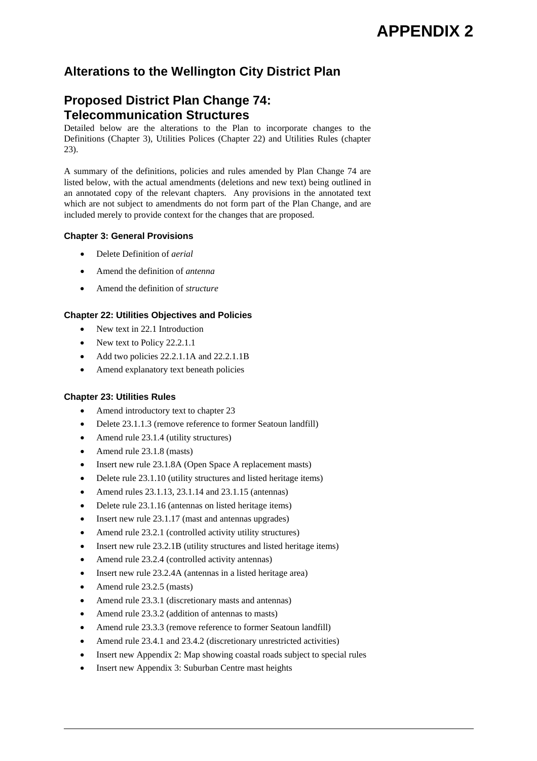# APPENDIX 2

## Alterations to the Wellington City District Plan

## Proposed District Plan Change 74: Telecommunication Structures

Detailed below are the alterations to the Plan to incorporate changes to the Definitions (Chapter 3), Utilities Polices (Chapter 22) and Utilities Rules (chapter 23).

A summary of the definitions, policies and rules amended by Plan Change 74 are listed below, with the actual amendments (deletions and new text) being outlined in an annotated copy of the relevant chapters. Any provisions in the annotated text which are not subject to amendments do not form part of the Plan Change, and are included merely to provide context for the changes that are proposed.

### Chapter 3: General Provisions

- Delete Definition of *aerial*
- Amend the definition of *antenna*
- Amend the definition of *structure*

### Chapter 22: Utilities Objectives and Policies

- New text in 22.1 Introduction
- New text to Policy 22.2.1.1
- Add two policies 22.2.1.1A and 22.2.1.1B
- Amend explanatory text beneath policies

### Chapter 23: Utilities Rules

- Amend introductory text to chapter 23
- Delete 23.1.1.3 (remove reference to former Seatoun landfill)
- Amend rule 23.1.4 (utility structures)
- Amend rule 23.1.8 (masts)
- Insert new rule 23.1.8A (Open Space A replacement masts)
- Delete rule 23.1.10 (utility structures and listed heritage items)
- Amend rules 23.1.13, 23.1.14 and 23.1.15 (antennas)
- Delete rule 23.1.16 (antennas on listed heritage items)
- Insert new rule 23.1.17 (mast and antennas upgrades)
- Amend rule 23.2.1 (controlled activity utility structures)
- Insert new rule 23.2.1B (utility structures and listed heritage items)
- Amend rule 23.2.4 (controlled activity antennas)
- Insert new rule 23.2.4A (antennas in a listed heritage area)
- Amend rule 23.2.5 (masts)
- Amend rule 23.3.1 (discretionary masts and antennas)
- Amend rule 23.3.2 (addition of antennas to masts)
- Amend rule 23.3.3 (remove reference to former Seatoun landfill)
- Amend rule 23.4.1 and 23.4.2 (discretionary unrestricted activities)
- Insert new Appendix 2: Map showing coastal roads subject to special rules
- Insert new Appendix 3: Suburban Centre mast heights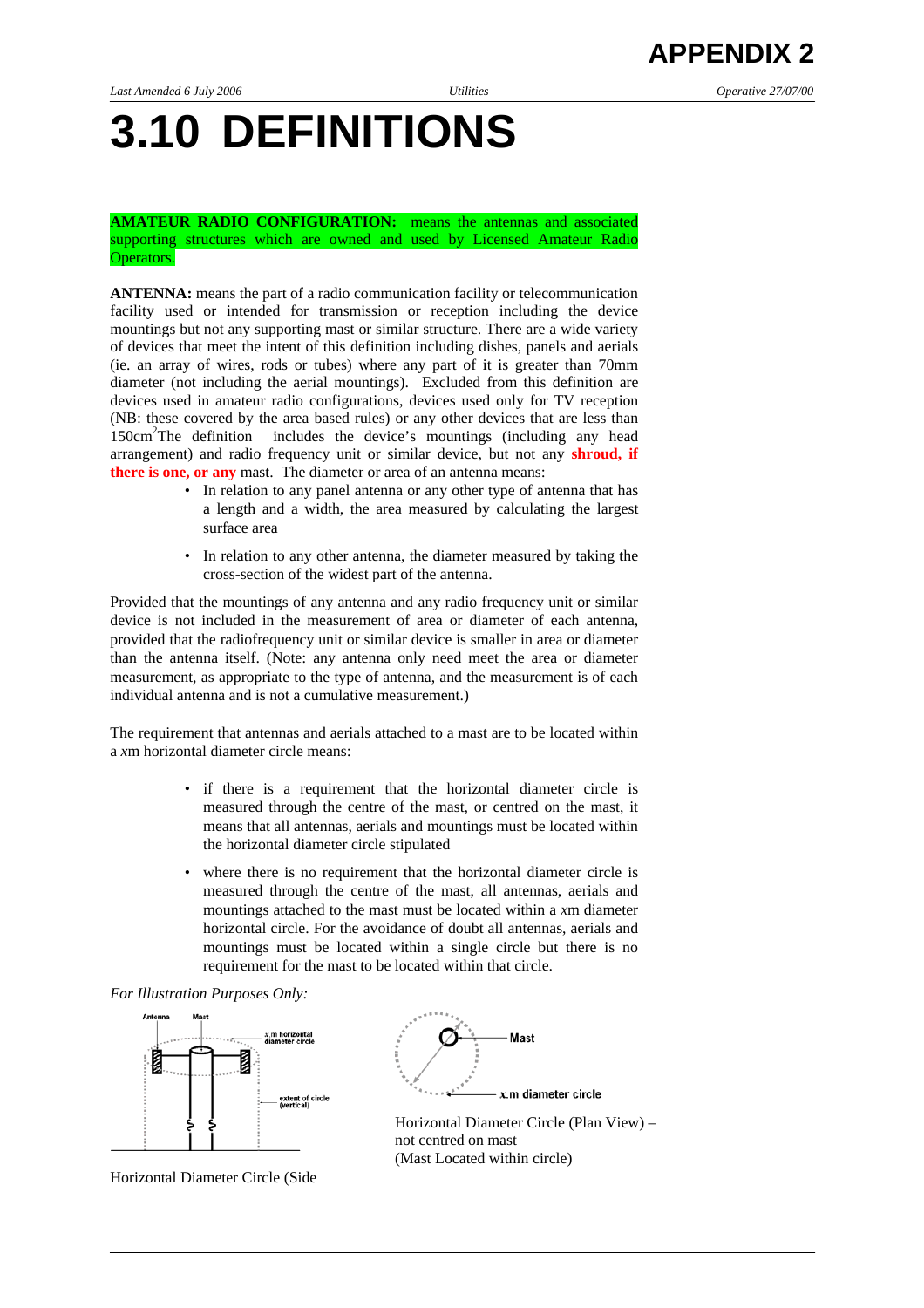# APPENDIX 2

# 3.10 DEFINITIONS

**AMATEUR RADIO CONFIGURATION:** means the antennas and associated supporting structures which are owned and used by Licensed Amateur Radio Operators.

**ANTENNA:** means the part of a radio communication facility or telecommunication facility used or intended for transmission or reception including the device mountings but not any supporting mast or similar structure. There are a wide variety of devices that meet the intent of this definition including dishes, panels and aerials (ie. an array of wires, rods or tubes) where any part of it is greater than 70mm diameter (not including the aerial mountings). Excluded from this definition are devices used in amateur radio configurations, devices used only for TV reception (NB: these covered by the area based rules) or any other devices that are less than 150cm$^2$The definition includes the device's mountings (including any head arrangement) and radio frequency unit or similar device, but not any **shroud, if there is one, or any** mast. The diameter or area of an antenna means:

- In relation to any panel antenna or any other type of antenna that has a length and a width, the area measured by calculating the largest surface area
- In relation to any other antenna, the diameter measured by taking the cross-section of the widest part of the antenna.

Provided that the mountings of any antenna and any radio frequency unit or similar device is not included in the measurement of area or diameter of each antenna, provided that the radiofrequency unit or similar device is smaller in area or diameter than the antenna itself. (Note: any antenna only need meet the area or diameter measurement, as appropriate to the type of antenna, and the measurement is of each individual antenna and is not a cumulative measurement.)

The requirement that antennas and aerials attached to a mast are to be located within a *x*m horizontal diameter circle means:

- if there is a requirement that the horizontal diameter circle is measured through the centre of the mast, or centred on the mast, it means that all antennas, aerials and mountings must be located within the horizontal diameter circle stipulated
- where there is no requirement that the horizontal diameter circle is measured through the centre of the mast, all antennas, aerials and mountings attached to the mast must be located within a *x*m diameter horizontal circle. For the avoidance of doubt all antennas, aerials and mountings must be located within a single circle but there is no requirement for the mast to be located within that circle.

*For Illustration Purposes Only:*

Horizontal Diameter Circle (Side

Horizontal Diameter Circle (Plan View) – not centred on mast
(Mast Located within circle)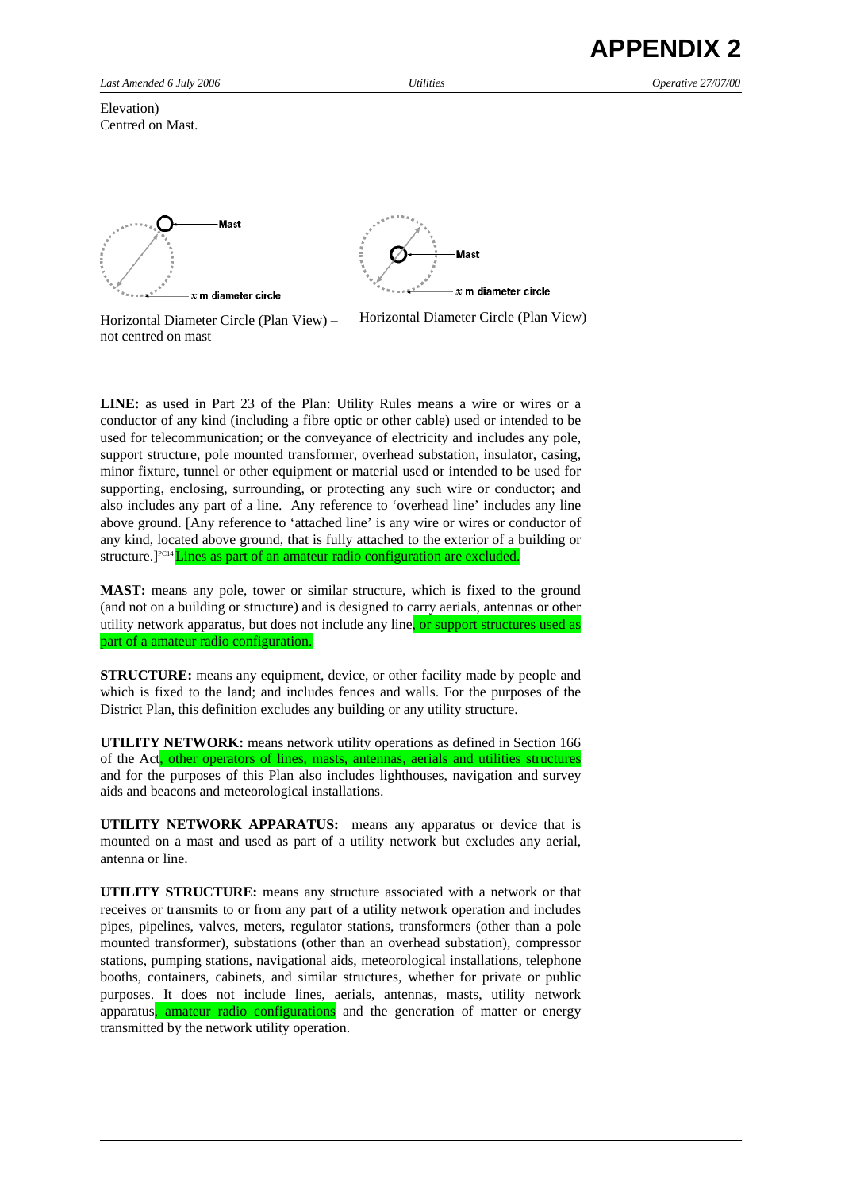Elevation)
Centred on Mast.

Horizontal Diameter Circle (Plan View) – not centred on mast

Horizontal Diameter Circle (Plan View)

**LINE:** as used in Part 23 of the Plan: Utility Rules means a wire or wires or a conductor of any kind (including a fibre optic or other cable) used or intended to be used for telecommunication; or the conveyance of electricity and includes any pole, support structure, pole mounted transformer, overhead substation, insulator, casing, minor fixture, tunnel or other equipment or material used or intended to be used for supporting, enclosing, surrounding, or protecting any such wire or conductor; and also includes any part of a line. Any reference to 'overhead line' includes any line above ground. [Any reference to 'attached line' is any wire or wires or conductor of any kind, located above ground, that is fully attached to the exterior of a building or structure.][PC14] Lines as part of an amateur radio configuration are excluded.

**MAST:** means any pole, tower or similar structure, which is fixed to the ground (and not on a building or structure) and is designed to carry aerials, antennas or other utility network apparatus, but does not include any line, or support structures used as part of a amateur radio configuration.

**STRUCTURE:** means any equipment, device, or other facility made by people and which is fixed to the land; and includes fences and walls. For the purposes of the District Plan, this definition excludes any building or any utility structure.

**UTILITY NETWORK:** means network utility operations as defined in Section 166 of the Act, other operators of lines, masts, antennas, aerials and utilities structures and for the purposes of this Plan also includes lighthouses, navigation and survey aids and beacons and meteorological installations.

**UTILITY NETWORK APPARATUS:** means any apparatus or device that is mounted on a mast and used as part of a utility network but excludes any aerial, antenna or line.

**UTILITY STRUCTURE:** means any structure associated with a network or that receives or transmits to or from any part of a utility network operation and includes pipes, pipelines, valves, meters, regulator stations, transformers (other than a pole mounted transformer), substations (other than an overhead substation), compressor stations, pumping stations, navigational aids, meteorological installations, telephone booths, containers, cabinets, and similar structures, whether for private or public purposes. It does not include lines, aerials, antennas, masts, utility network apparatus, amateur radio configurations and the generation of matter or energy transmitted by the network utility operation.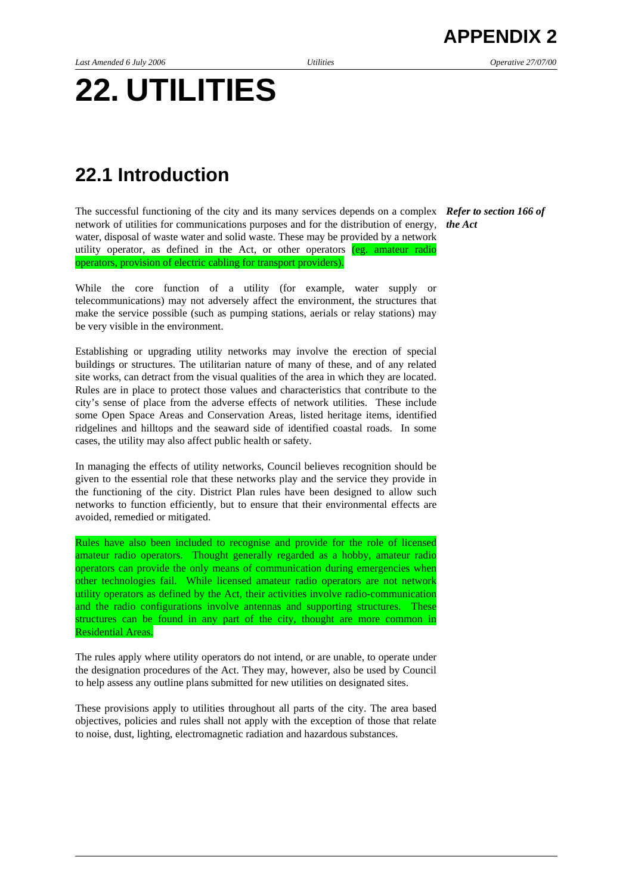# 22. UTILITIES

## 22.1 Introduction

The successful functioning of the city and its many services depends on a complex network of utilities for communications purposes and for the distribution of energy, water, disposal of waste water and solid waste. These may be provided by a network utility operator, as defined in the Act, or other operators (eg. amateur radio operators, provision of electric cabling for transport providers).

***Refer to section 166 of the Act***

While the core function of a utility (for example, water supply or telecommunications) may not adversely affect the environment, the structures that make the service possible (such as pumping stations, aerials or relay stations) may be very visible in the environment.

Establishing or upgrading utility networks may involve the erection of special buildings or structures. The utilitarian nature of many of these, and of any related site works, can detract from the visual qualities of the area in which they are located. Rules are in place to protect those values and characteristics that contribute to the city's sense of place from the adverse effects of network utilities. These include some Open Space Areas and Conservation Areas, listed heritage items, identified ridgelines and hilltops and the seaward side of identified coastal roads. In some cases, the utility may also affect public health or safety.

In managing the effects of utility networks, Council believes recognition should be given to the essential role that these networks play and the service they provide in the functioning of the city. District Plan rules have been designed to allow such networks to function efficiently, but to ensure that their environmental effects are avoided, remedied or mitigated.

Rules have also been included to recognise and provide for the role of licensed amateur radio operators. Thought generally regarded as a hobby, amateur radio operators can provide the only means of communication during emergencies when other technologies fail. While licensed amateur radio operators are not network utility operators as defined by the Act, their activities involve radio-communication and the radio configurations involve antennas and supporting structures. These structures can be found in any part of the city, thought are more common in Residential Areas.

The rules apply where utility operators do not intend, or are unable, to operate under the designation procedures of the Act. They may, however, also be used by Council to help assess any outline plans submitted for new utilities on designated sites.

These provisions apply to utilities throughout all parts of the city. The area based objectives, policies and rules shall not apply with the exception of those that relate to noise, dust, lighting, electromagnetic radiation and hazardous substances.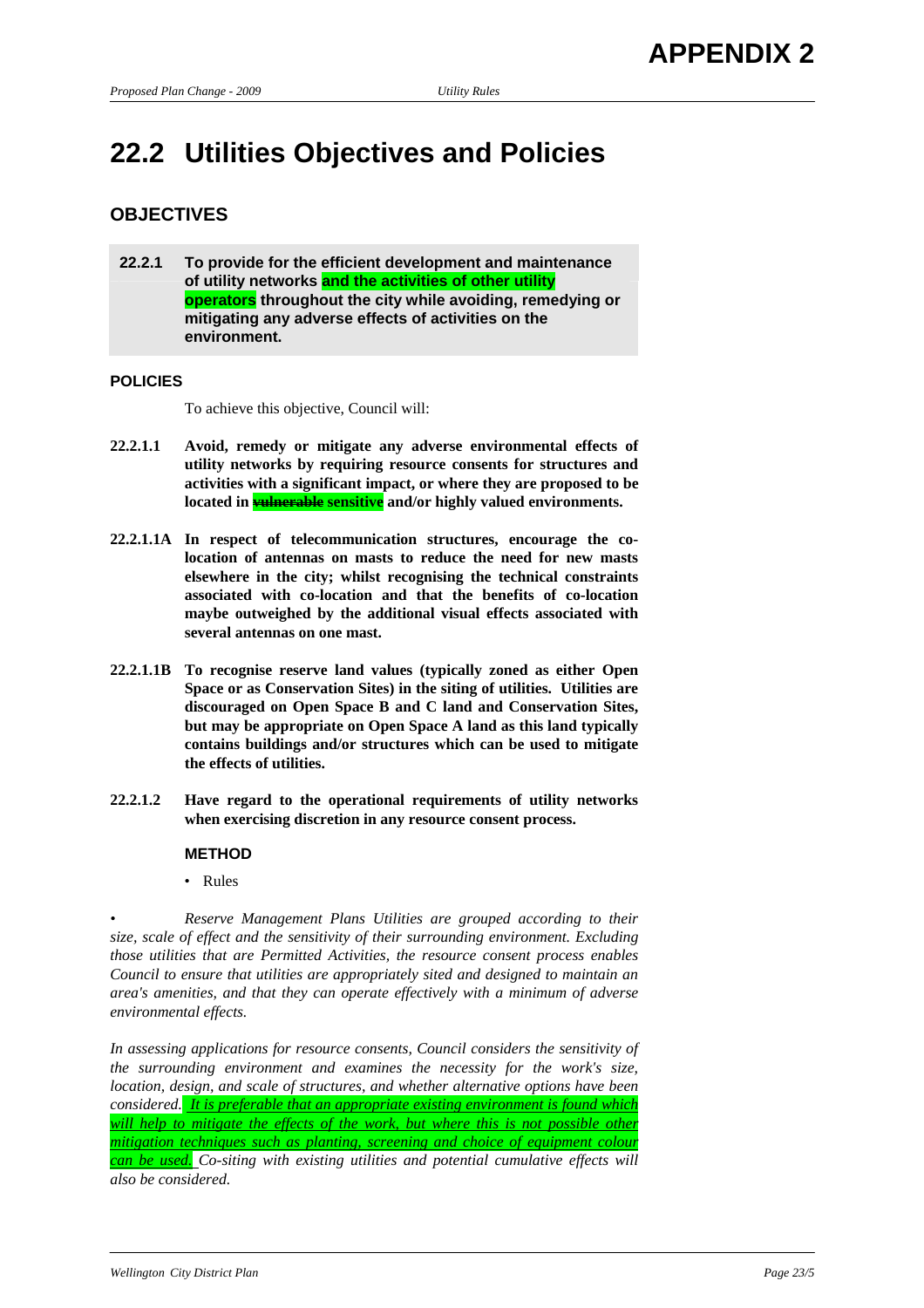# APPENDIX 2

# 22.2 Utilities Objectives and Policies

## OBJECTIVES

**22.2.1 To provide for the efficient development and maintenance of utility networks and the activities of other utility operators throughout the city while avoiding, remedying or mitigating any adverse effects of activities on the environment.**

### POLICIES

To achieve this objective, Council will:

**22.2.1.1 Avoid, remedy or mitigate any adverse environmental effects of utility networks by requiring resource consents for structures and activities with a significant impact, or where they are proposed to be located in ~~vulnerable~~ sensitive and/or highly valued environments.**

**22.2.1.1A In respect of telecommunication structures, encourage the co-location of antennas on masts to reduce the need for new masts elsewhere in the city; whilst recognising the technical constraints associated with co-location and that the benefits of co-location maybe outweighed by the additional visual effects associated with several antennas on one mast.**

**22.2.1.1B To recognise reserve land values (typically zoned as either Open Space or as Conservation Sites) in the siting of utilities. Utilities are discouraged on Open Space B and C land and Conservation Sites, but may be appropriate on Open Space A land as this land typically contains buildings and/or structures which can be used to mitigate the effects of utilities.**

**22.2.1.2 Have regard to the operational requirements of utility networks when exercising discretion in any resource consent process.**

#### METHOD

- Rules

• *Reserve Management Plans Utilities are grouped according to their size, scale of effect and the sensitivity of their surrounding environment. Excluding those utilities that are Permitted Activities, the resource consent process enables Council to ensure that utilities are appropriately sited and designed to maintain an area's amenities, and that they can operate effectively with a minimum of adverse environmental effects.*

*In assessing applications for resource consents, Council considers the sensitivity of the surrounding environment and examines the necessity for the work's size, location, design, and scale of structures, and whether alternative options have been considered. It is preferable that an appropriate existing environment is found which will help to mitigate the effects of the work, but where this is not possible other mitigation techniques such as planting, screening and choice of equipment colour can be used. Co-siting with existing utilities and potential cumulative effects will also be considered.*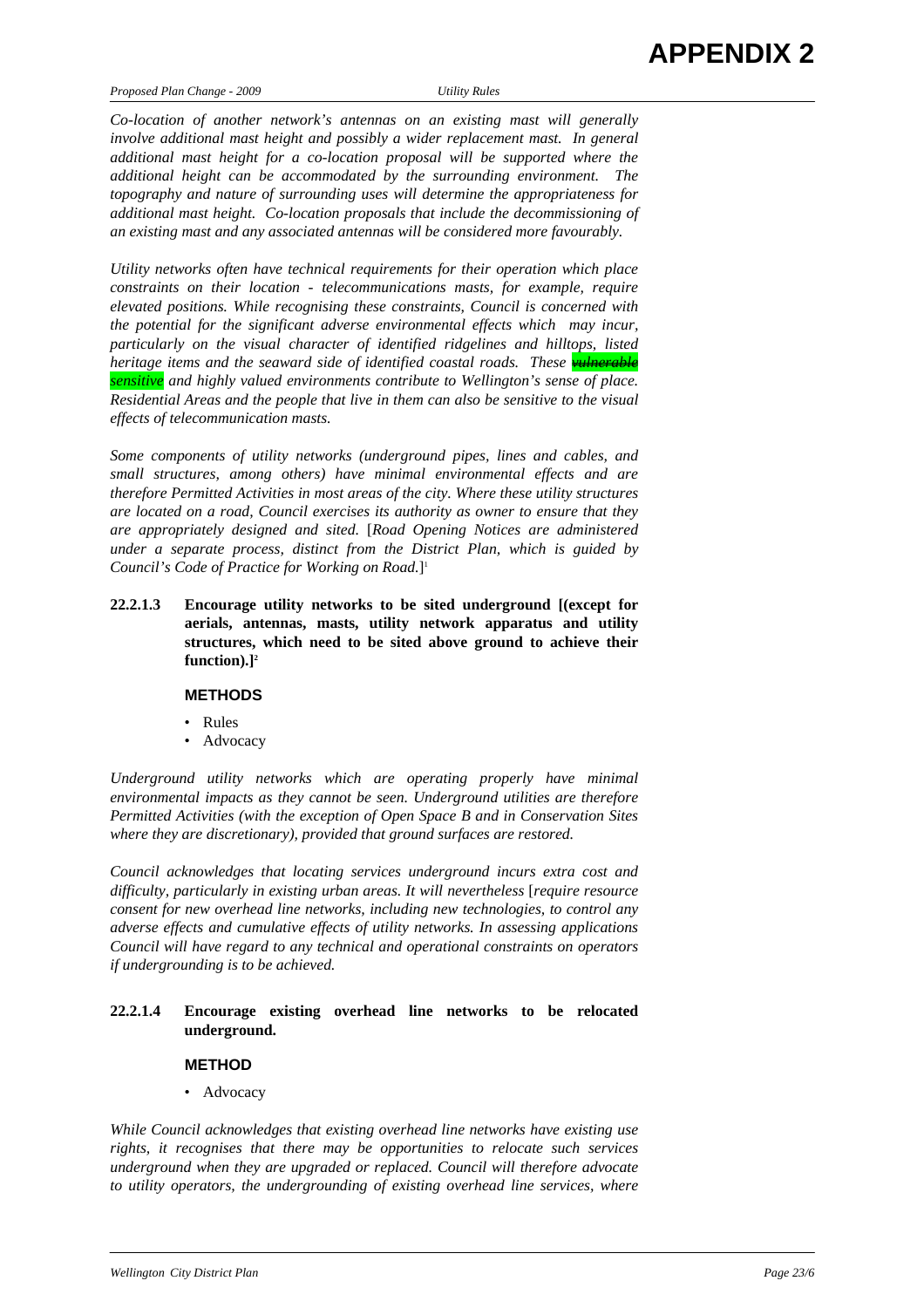*Co-location of another network's antennas on an existing mast will generally involve additional mast height and possibly a wider replacement mast. In general additional mast height for a co-location proposal will be supported where the additional height can be accommodated by the surrounding environment. The topography and nature of surrounding uses will determine the appropriateness for additional mast height. Co-location proposals that include the decommissioning of an existing mast and any associated antennas will be considered more favourably.*

*Utility networks often have technical requirements for their operation which place constraints on their location - telecommunications masts, for example, require elevated positions. While recognising these constraints, Council is concerned with the potential for the significant adverse environmental effects which may incur, particularly on the visual character of identified ridgelines and hilltops, listed heritage items and the seaward side of identified coastal roads. These ~~vulnerable~~ sensitive and highly valued environments contribute to Wellington's sense of place. Residential Areas and the people that live in them can also be sensitive to the visual effects of telecommunication masts.*

*Some components of utility networks (underground pipes, lines and cables, and small structures, among others) have minimal environmental effects and are therefore Permitted Activities in most areas of the city. Where these utility structures are located on a road, Council exercises its authority as owner to ensure that they are appropriately designed and sited.* [*Road Opening Notices are administered under a separate process, distinct from the District Plan, which is guided by Council's Code of Practice for Working on Road.*][1]

**22.2.1.3 Encourage utility networks to be sited underground [(except for aerials, antennas, masts, utility network apparatus and utility structures, which need to be sited above ground to achieve their function).][2]**

**METHODS**

- Rules
- Advocacy

*Underground utility networks which are operating properly have minimal environmental impacts as they cannot be seen. Underground utilities are therefore Permitted Activities (with the exception of Open Space B and in Conservation Sites where they are discretionary), provided that ground surfaces are restored.*

*Council acknowledges that locating services underground incurs extra cost and difficulty, particularly in existing urban areas. It will nevertheless* [*require resource consent for new overhead line networks, including new technologies, to control any adverse effects and cumulative effects of utility networks. In assessing applications Council will have regard to any technical and operational constraints on operators if undergrounding is to be achieved.*

**22.2.1.4 Encourage existing overhead line networks to be relocated underground.**

**METHOD**

- Advocacy

*While Council acknowledges that existing overhead line networks have existing use rights, it recognises that there may be opportunities to relocate such services underground when they are upgraded or replaced. Council will therefore advocate to utility operators, the undergrounding of existing overhead line services, where*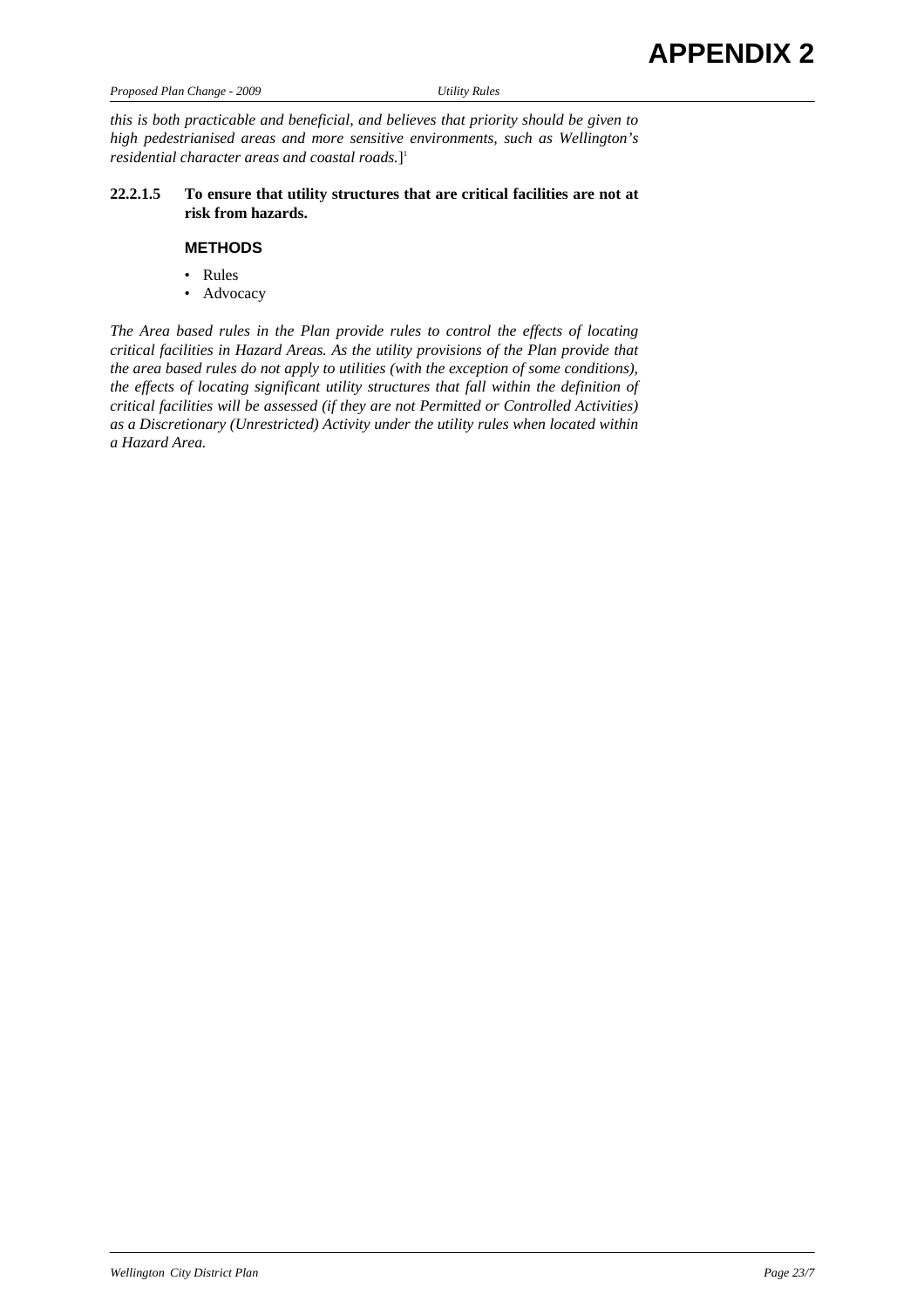*this is both practicable and beneficial, and believes that priority should be given to high pedestrianised areas and more sensitive environments, such as Wellington's residential character areas and coastal roads.*][1]

**22.2.1.5 To ensure that utility structures that are critical facilities are not at risk from hazards.**

### METHODS

- Rules
- Advocacy

*The Area based rules in the Plan provide rules to control the effects of locating critical facilities in Hazard Areas. As the utility provisions of the Plan provide that the area based rules do not apply to utilities (with the exception of some conditions), the effects of locating significant utility structures that fall within the definition of critical facilities will be assessed (if they are not Permitted or Controlled Activities) as a Discretionary (Unrestricted) Activity under the utility rules when located within a Hazard Area.*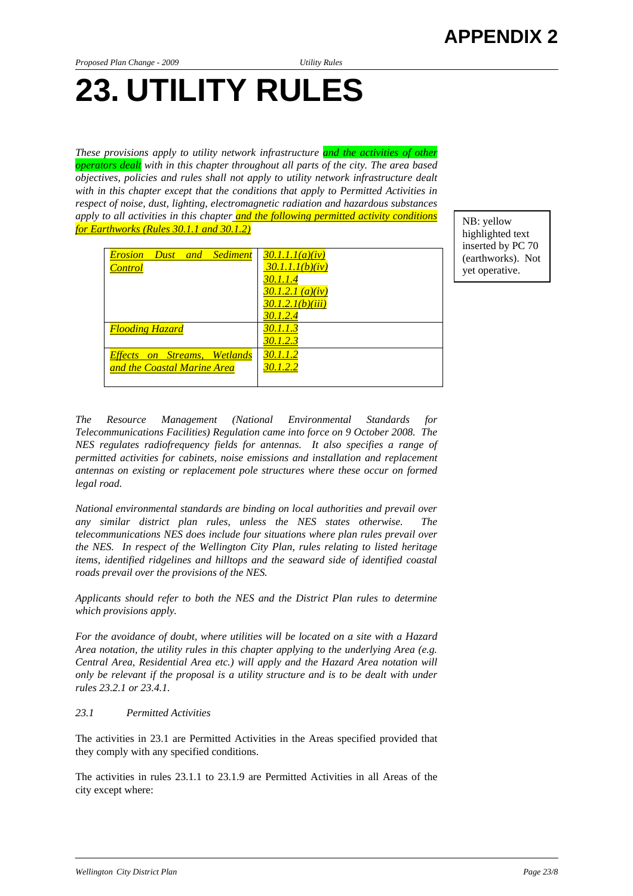# APPENDIX 2

# 23. UTILITY RULES

*These provisions apply to utility network infrastructure and the activities of other operators dealt with in this chapter throughout all parts of the city. The area based objectives, policies and rules shall not apply to utility network infrastructure dealt with in this chapter except that the conditions that apply to Permitted Activities in respect of noise, dust, lighting, electromagnetic radiation and hazardous substances apply to all activities in this chapter and the following permitted activity conditions for Earthworks (Rules 30.1.1 and 30.1.2)*

NB: yellow highlighted text inserted by PC 70 (earthworks). Not yet operative.

| | |
|---|---|
| *Erosion Dust and Sediment Control* | *30.1.1.1(a)(iv)*<br>*30.1.1.1(b)(iv)*<br>*30.1.1.4*<br>*30.1.2.1 (a)(iv)*<br>*30.1.2.1(b)(iii)*<br>*30.1.2.4* |
| *Flooding Hazard* | *30.1.1.3*<br>*30.1.2.3* |
| *Effects on Streams, Wetlands and the Coastal Marine Area* | *30.1.1.2*<br>*30.1.2.2* |

*The Resource Management (National Environmental Standards for Telecommunications Facilities) Regulation came into force on 9 October 2008. The NES regulates radiofrequency fields for antennas. It also specifies a range of permitted activities for cabinets, noise emissions and installation and replacement antennas on existing or replacement pole structures where these occur on formed legal road.*

*National environmental standards are binding on local authorities and prevail over any similar district plan rules, unless the NES states otherwise. The telecommunications NES does include four situations where plan rules prevail over the NES. In respect of the Wellington City Plan, rules relating to listed heritage items, identified ridgelines and hilltops and the seaward side of identified coastal roads prevail over the provisions of the NES.*

*Applicants should refer to both the NES and the District Plan rules to determine which provisions apply.*

*For the avoidance of doubt, where utilities will be located on a site with a Hazard Area notation, the utility rules in this chapter applying to the underlying Area (e.g. Central Area, Residential Area etc.) will apply and the Hazard Area notation will only be relevant if the proposal is a utility structure and is to be dealt with under rules 23.2.1 or 23.4.1.*

*23.1 Permitted Activities*

The activities in 23.1 are Permitted Activities in the Areas specified provided that they comply with any specified conditions.

The activities in rules 23.1.1 to 23.1.9 are Permitted Activities in all Areas of the city except where: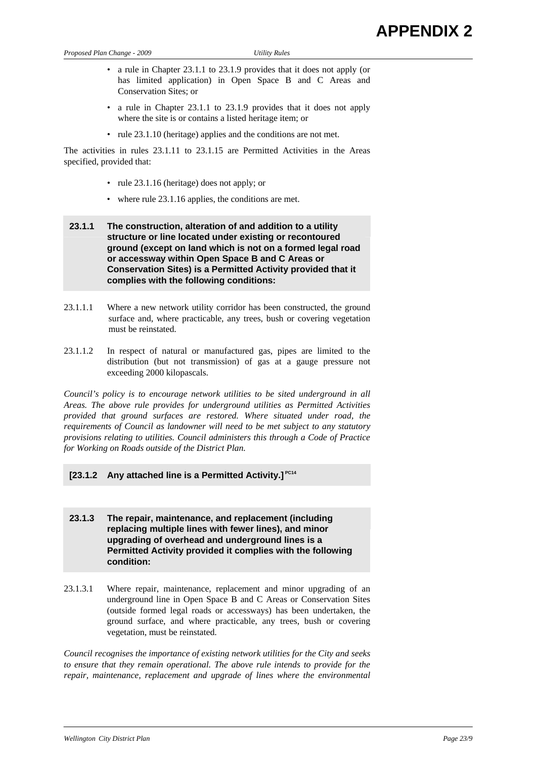- a rule in Chapter 23.1.1 to 23.1.9 provides that it does not apply (or has limited application) in Open Space B and C Areas and Conservation Sites; or
- a rule in Chapter 23.1.1 to 23.1.9 provides that it does not apply where the site is or contains a listed heritage item; or
- rule 23.1.10 (heritage) applies and the conditions are not met.

The activities in rules 23.1.11 to 23.1.15 are Permitted Activities in the Areas specified, provided that:

- rule 23.1.16 (heritage) does not apply; or
- where rule 23.1.16 applies, the conditions are met.

**23.1.1 The construction, alteration of and addition to a utility structure or line located under existing or recontoured ground (except on land which is not on a formed legal road or accessway within Open Space B and C Areas or Conservation Sites) is a Permitted Activity provided that it complies with the following conditions:**

23.1.1.1 Where a new network utility corridor has been constructed, the ground surface and, where practicable, any trees, bush or covering vegetation must be reinstated.

23.1.1.2 In respect of natural or manufactured gas, pipes are limited to the distribution (but not transmission) of gas at a gauge pressure not exceeding 2000 kilopascals.

*Council's policy is to encourage network utilities to be sited underground in all Areas. The above rule provides for underground utilities as Permitted Activities provided that ground surfaces are restored. Where situated under road, the requirements of Council as landowner will need to be met subject to any statutory provisions relating to utilities. Council administers this through a Code of Practice for Working on Roads outside of the District Plan.*

**[23.1.2 Any attached line is a Permitted Activity.]** PC14

**23.1.3 The repair, maintenance, and replacement (including replacing multiple lines with fewer lines), and minor upgrading of overhead and underground lines is a Permitted Activity provided it complies with the following condition:**

23.1.3.1 Where repair, maintenance, replacement and minor upgrading of an underground line in Open Space B and C Areas or Conservation Sites (outside formed legal roads or accessways) has been undertaken, the ground surface, and where practicable, any trees, bush or covering vegetation, must be reinstated.

*Council recognises the importance of existing network utilities for the City and seeks to ensure that they remain operational. The above rule intends to provide for the repair, maintenance, replacement and upgrade of lines where the environmental*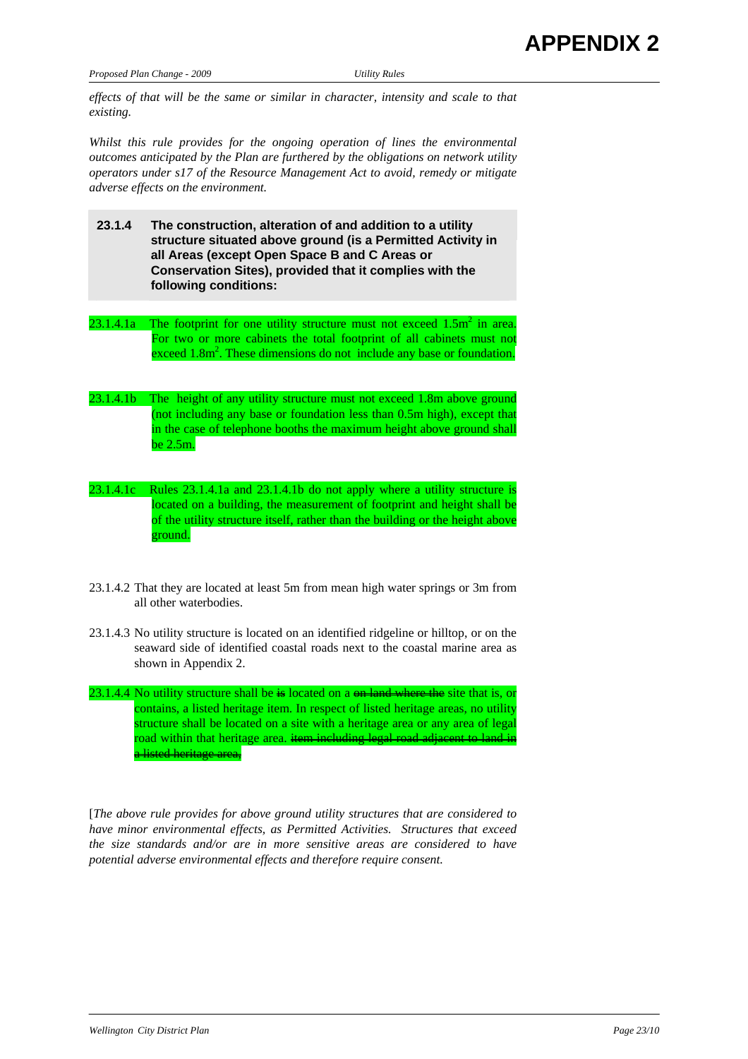*effects of that will be the same or similar in character, intensity and scale to that existing.*

*Whilst this rule provides for the ongoing operation of lines the environmental outcomes anticipated by the Plan are furthered by the obligations on network utility operators under s17 of the Resource Management Act to avoid, remedy or mitigate adverse effects on the environment.*

**23.1.4 The construction, alteration of and addition to a utility structure situated above ground (is a Permitted Activity in all Areas (except Open Space B and C Areas or Conservation Sites), provided that it complies with the following conditions:**

23.1.4.1a The footprint for one utility structure must not exceed 1.5m$^2$ in area. For two or more cabinets the total footprint of all cabinets must not exceed 1.8m$^2$. These dimensions do not include any base or foundation.

23.1.4.1b The height of any utility structure must not exceed 1.8m above ground (not including any base or foundation less than 0.5m high), except that in the case of telephone booths the maximum height above ground shall be 2.5m.

23.1.4.1c Rules 23.1.4.1a and 23.1.4.1b do not apply where a utility structure is located on a building, the measurement of footprint and height shall be of the utility structure itself, rather than the building or the height above ground.

23.1.4.2 That they are located at least 5m from mean high water springs or 3m from all other waterbodies.

23.1.4.3 No utility structure is located on an identified ridgeline or hilltop, or on the seaward side of identified coastal roads next to the coastal marine area as shown in Appendix 2.

23.1.4.4 No utility structure shall be ~~is~~ located on a ~~on land where the~~ site that is, or contains, a listed heritage item. In respect of listed heritage areas, no utility structure shall be located on a site with a heritage area or any area of legal road within that heritage area. ~~item including legal road adjacent to land in a listed heritage area.~~

[*The above rule provides for above ground utility structures that are considered to have minor environmental effects, as Permitted Activities. Structures that exceed the size standards and/or are in more sensitive areas are considered to have potential adverse environmental effects and therefore require consent.*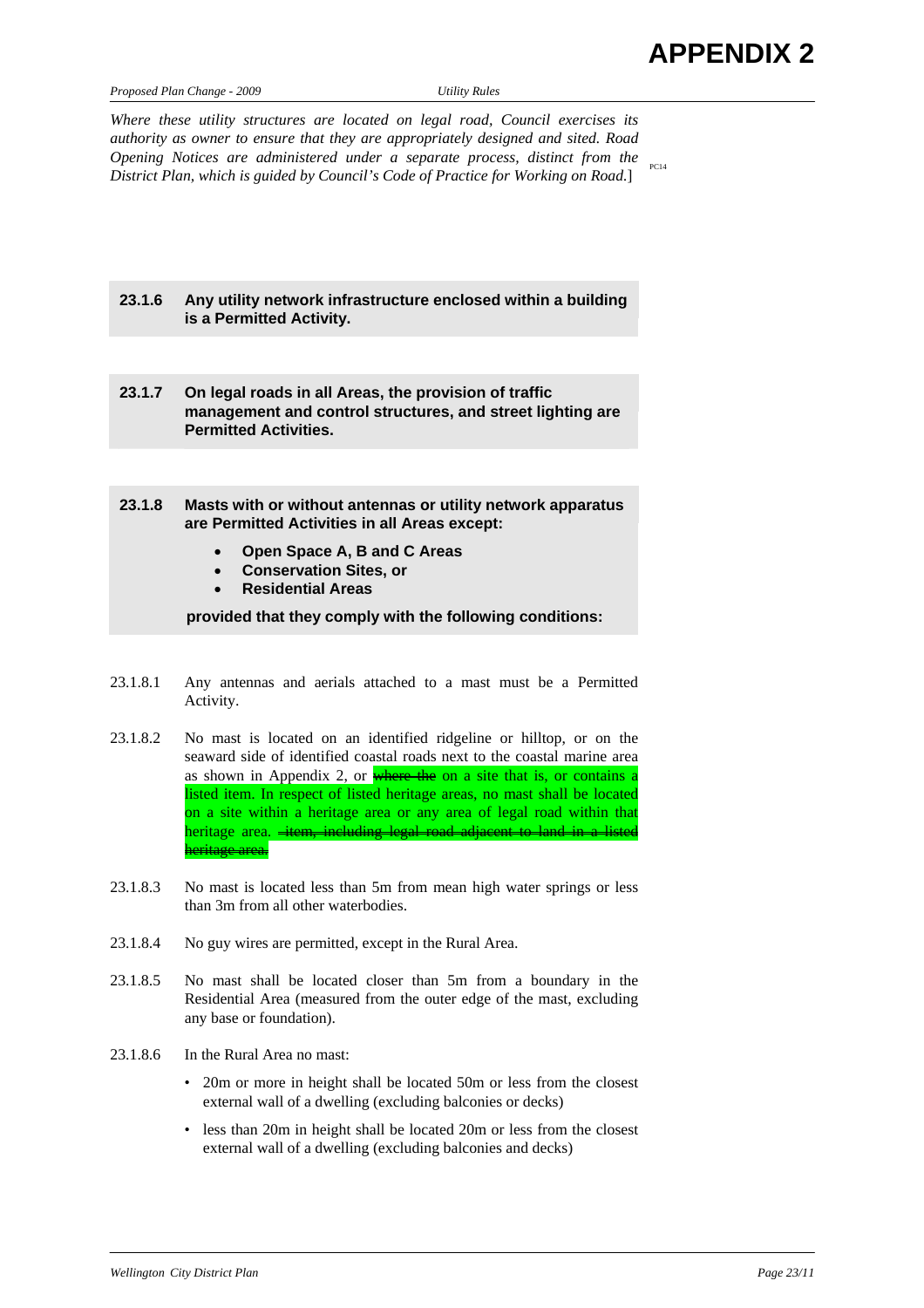*Where these utility structures are located on legal road, Council exercises its authority as owner to ensure that they are appropriately designed and sited. Road Opening Notices are administered under a separate process, distinct from the District Plan, which is guided by Council's Code of Practice for Working on Road.*] PC14

**23.1.6 Any utility network infrastructure enclosed within a building is a Permitted Activity.**

**23.1.7 On legal roads in all Areas, the provision of traffic management and control structures, and street lighting are Permitted Activities.**

**23.1.8 Masts with or without antennas or utility network apparatus are Permitted Activities in all Areas except:**

- **Open Space A, B and C Areas**
- **Conservation Sites, or**
- **Residential Areas**

**provided that they comply with the following conditions:**

23.1.8.1 Any antennas and aerials attached to a mast must be a Permitted Activity.

23.1.8.2 No mast is located on an identified ridgeline or hilltop, or on the seaward side of identified coastal roads next to the coastal marine area as shown in Appendix 2, or ~~where the~~ on a site that is, or contains a listed item. In respect of listed heritage areas, no mast shall be located on a site within a heritage area or any area of legal road within that heritage area. ~~item, including legal road adjacent to land in a listed heritage area.~~

23.1.8.3 No mast is located less than 5m from mean high water springs or less than 3m from all other waterbodies.

23.1.8.4 No guy wires are permitted, except in the Rural Area.

23.1.8.5 No mast shall be located closer than 5m from a boundary in the Residential Area (measured from the outer edge of the mast, excluding any base or foundation).

23.1.8.6 In the Rural Area no mast:

- 20m or more in height shall be located 50m or less from the closest external wall of a dwelling (excluding balconies or decks)
- less than 20m in height shall be located 20m or less from the closest external wall of a dwelling (excluding balconies and decks)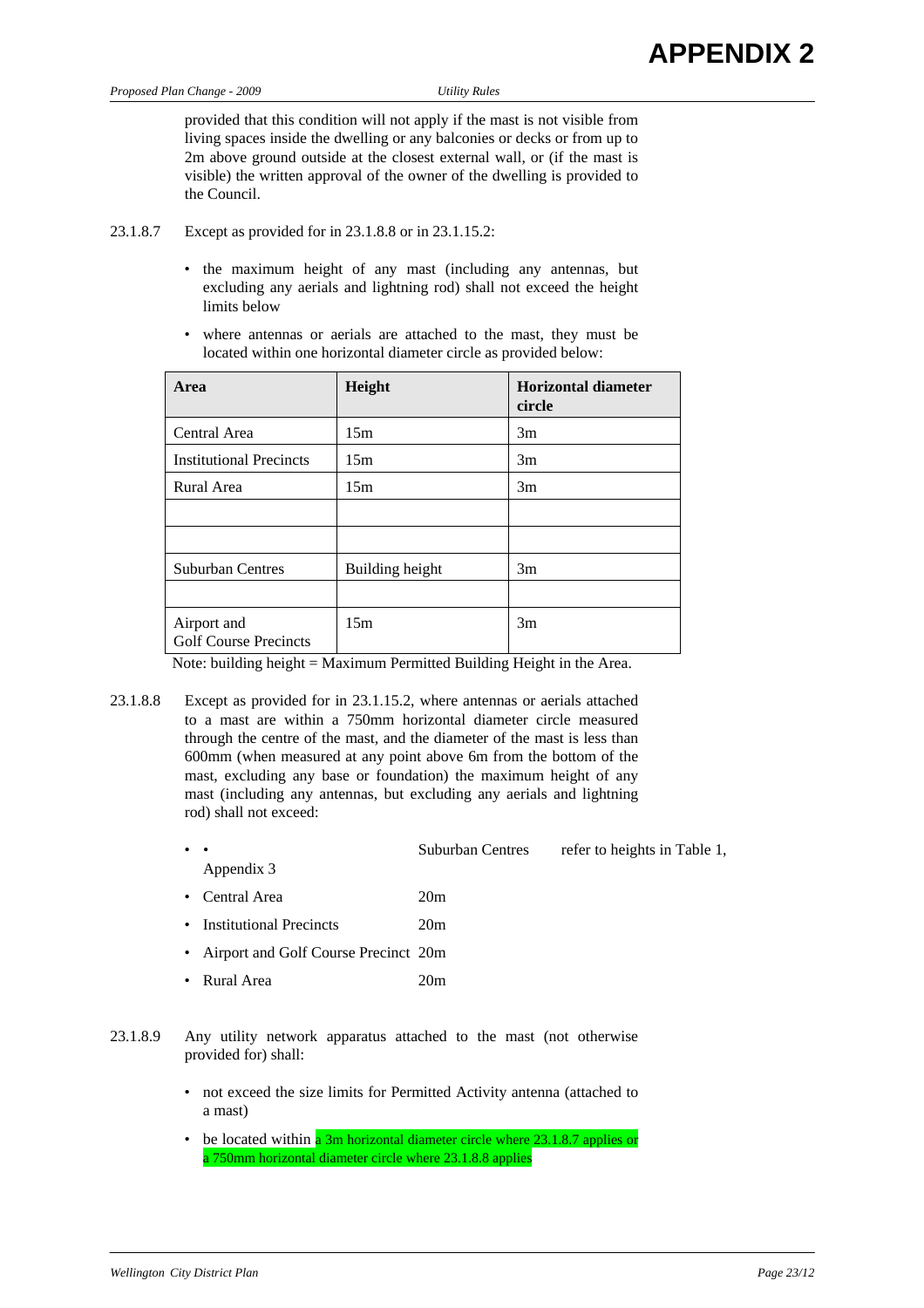provided that this condition will not apply if the mast is not visible from living spaces inside the dwelling or any balconies or decks or from up to 2m above ground outside at the closest external wall, or (if the mast is visible) the written approval of the owner of the dwelling is provided to the Council.

23.1.8.7 Except as provided for in 23.1.8.8 or in 23.1.15.2:

- the maximum height of any mast (including any antennas, but excluding any aerials and lightning rod) shall not exceed the height limits below
- where antennas or aerials are attached to the mast, they must be located within one horizontal diameter circle as provided below:

| Area | Height | Horizontal diameter circle |
|---|---|---|
| Central Area | 15m | 3m |
| Institutional Precincts | 15m | 3m |
| Rural Area | 15m | 3m |
| | | |
| | | |
| Suburban Centres | Building height | 3m |
| | | |
| Airport and Golf Course Precincts | 15m | 3m |

Note: building height = Maximum Permitted Building Height in the Area.

23.1.8.8 Except as provided for in 23.1.15.2, where antennas or aerials attached to a mast are within a 750mm horizontal diameter circle measured through the centre of the mast, and the diameter of the mast is less than 600mm (when measured at any point above 6m from the bottom of the mast, excluding any base or foundation) the maximum height of any mast (including any antennas, but excluding any aerials and lightning rod) shall not exceed:

- Suburban Centres refer to heights in Table 1, Appendix 3
- Central Area 20m
- Institutional Precincts 20m
- Airport and Golf Course Precinct 20m
- Rural Area 20m

23.1.8.9 Any utility network apparatus attached to the mast (not otherwise provided for) shall:

- not exceed the size limits for Permitted Activity antenna (attached to a mast)
- be located within a 3m horizontal diameter circle where 23.1.8.7 applies or a 750mm horizontal diameter circle where 23.1.8.8 applies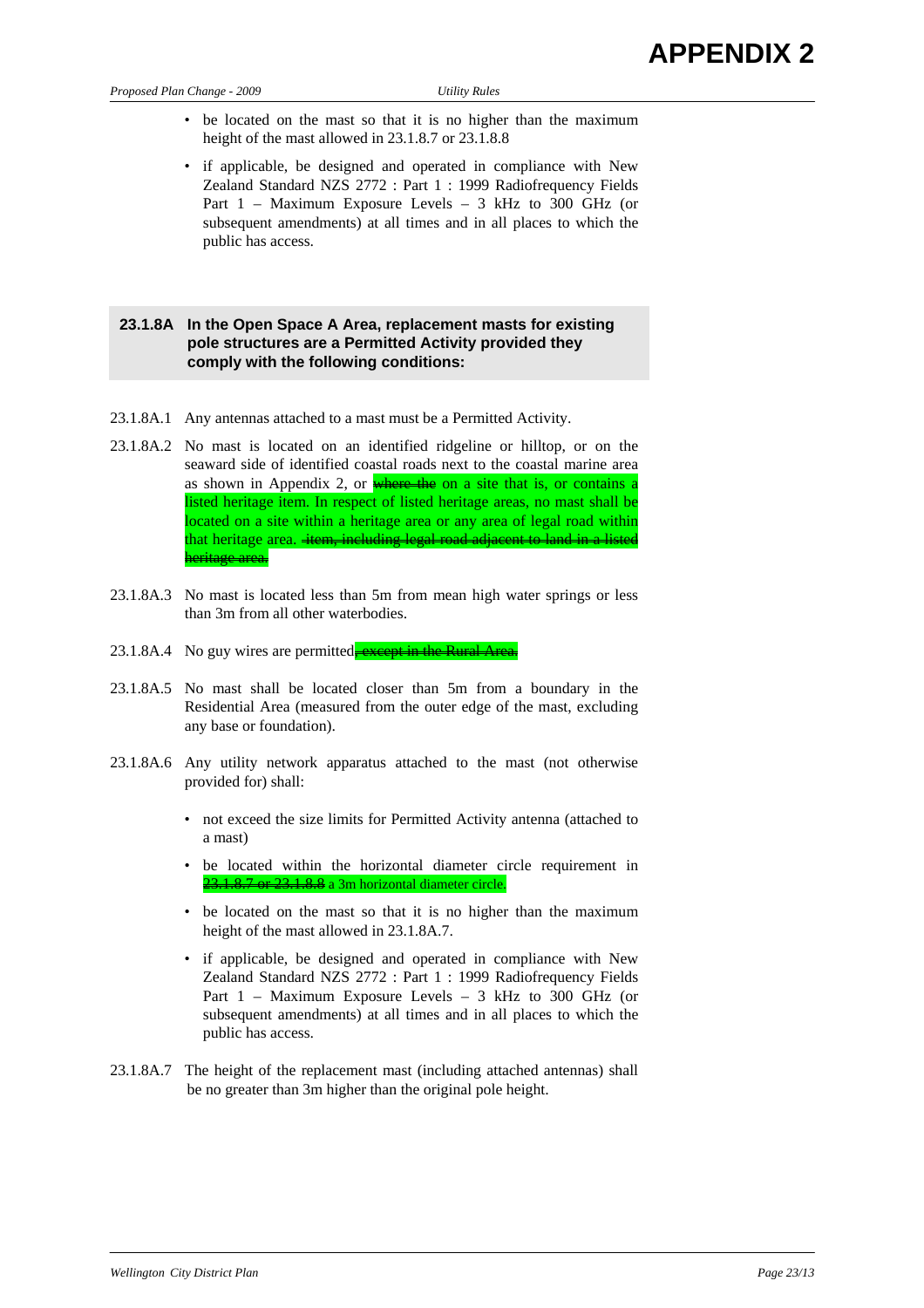- be located on the mast so that it is no higher than the maximum height of the mast allowed in 23.1.8.7 or 23.1.8.8
- if applicable, be designed and operated in compliance with New Zealand Standard NZS 2772 : Part 1 : 1999 Radiofrequency Fields Part 1 – Maximum Exposure Levels – 3 kHz to 300 GHz (or subsequent amendments) at all times and in all places to which the public has access.

**23.1.8A In the Open Space A Area, replacement masts for existing pole structures are a Permitted Activity provided they comply with the following conditions:**

23.1.8A.1 Any antennas attached to a mast must be a Permitted Activity.

23.1.8A.2 No mast is located on an identified ridgeline or hilltop, or on the seaward side of identified coastal roads next to the coastal marine area as shown in Appendix 2, or ~~where the~~ on a site that is, or contains a listed heritage item. In respect of listed heritage areas, no mast shall be located on a site within a heritage area or any area of legal road within that heritage area. ~~item, including legal road adjacent to land in a listed heritage area.~~

23.1.8A.3 No mast is located less than 5m from mean high water springs or less than 3m from all other waterbodies.

23.1.8A.4 No guy wires are permitted~~, except in the Rural Area.~~

23.1.8A.5 No mast shall be located closer than 5m from a boundary in the Residential Area (measured from the outer edge of the mast, excluding any base or foundation).

23.1.8A.6 Any utility network apparatus attached to the mast (not otherwise provided for) shall:

- not exceed the size limits for Permitted Activity antenna (attached to a mast)
- be located within the horizontal diameter circle requirement in ~~23.1.8.7 or 23.1.8.8~~ a 3m horizontal diameter circle.
- be located on the mast so that it is no higher than the maximum height of the mast allowed in 23.1.8A.7.
- if applicable, be designed and operated in compliance with New Zealand Standard NZS 2772 : Part 1 : 1999 Radiofrequency Fields Part 1 – Maximum Exposure Levels – 3 kHz to 300 GHz (or subsequent amendments) at all times and in all places to which the public has access.

23.1.8A.7 The height of the replacement mast (including attached antennas) shall be no greater than 3m higher than the original pole height.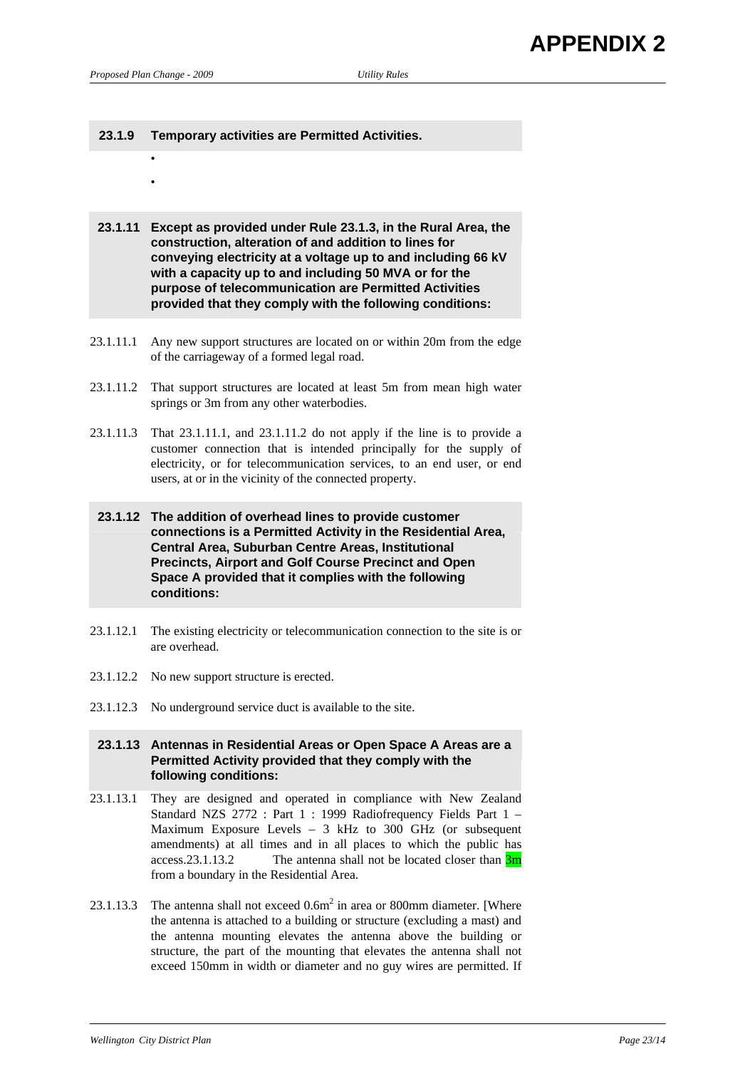# APPENDIX 2

**23.1.9 Temporary activities are Permitted Activities.**

- 
- 

**23.1.11 Except as provided under Rule 23.1.3, in the Rural Area, the construction, alteration of and addition to lines for conveying electricity at a voltage up to and including 66 kV with a capacity up to and including 50 MVA or for the purpose of telecommunication are Permitted Activities provided that they comply with the following conditions:**

23.1.11.1 Any new support structures are located on or within 20m from the edge of the carriageway of a formed legal road.

23.1.11.2 That support structures are located at least 5m from mean high water springs or 3m from any other waterbodies.

23.1.11.3 That 23.1.11.1, and 23.1.11.2 do not apply if the line is to provide a customer connection that is intended principally for the supply of electricity, or for telecommunication services, to an end user, or end users, at or in the vicinity of the connected property.

**23.1.12 The addition of overhead lines to provide customer connections is a Permitted Activity in the Residential Area, Central Area, Suburban Centre Areas, Institutional Precincts, Airport and Golf Course Precinct and Open Space A provided that it complies with the following conditions:**

23.1.12.1 The existing electricity or telecommunication connection to the site is or are overhead.

23.1.12.2 No new support structure is erected.

23.1.12.3 No underground service duct is available to the site.

**23.1.13 Antennas in Residential Areas or Open Space A Areas are a Permitted Activity provided that they comply with the following conditions:**

23.1.13.1 They are designed and operated in compliance with New Zealand Standard NZS 2772 : Part 1 : 1999 Radiofrequency Fields Part 1 – Maximum Exposure Levels – 3 kHz to 300 GHz (or subsequent amendments) at all times and in all places to which the public has access.23.1.13.2 The antenna shall not be located closer than 3m from a boundary in the Residential Area.

23.1.13.3 The antenna shall not exceed $0.6m^2$ in area or 800mm diameter. [Where the antenna is attached to a building or structure (excluding a mast) and the antenna mounting elevates the antenna above the building or structure, the part of the mounting that elevates the antenna shall not exceed 150mm in width or diameter and no guy wires are permitted. If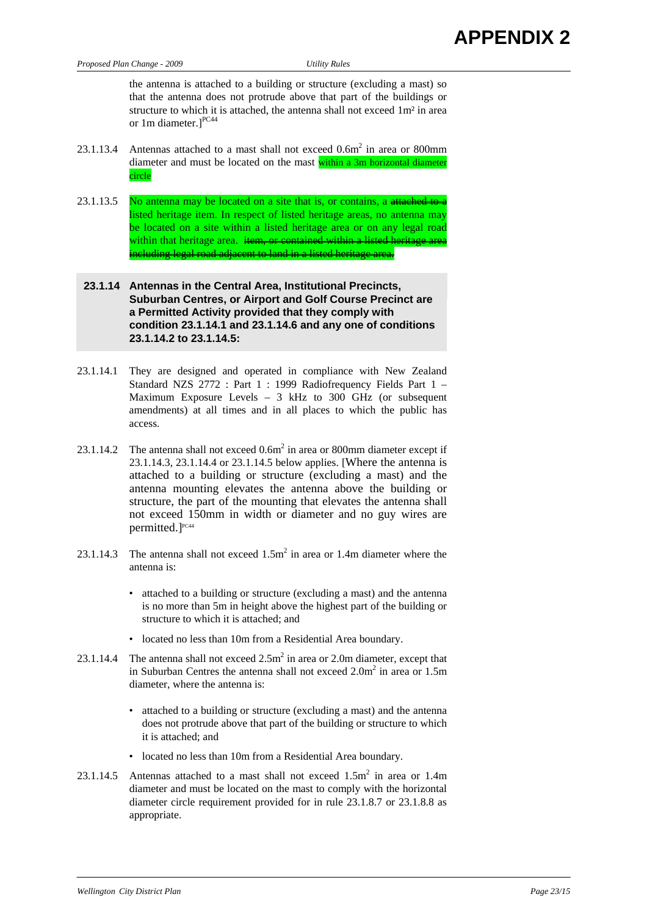the antenna is attached to a building or structure (excluding a mast) so that the antenna does not protrude above that part of the buildings or structure to which it is attached, the antenna shall not exceed 1m² in area or 1m diameter.][PC44]

23.1.13.4 Antennas attached to a mast shall not exceed $0.6m^2$ in area or 800mm diameter and must be located on the mast within a 3m horizontal diameter circle

23.1.13.5 No antenna may be located on a site that is, or contains, a ~~attached to a~~ listed heritage item. In respect of listed heritage areas, no antenna may be located on a site within a listed heritage area or on any legal road within that heritage area. ~~item, or contained within a listed heritage area including legal road adjacent to land in a listed heritage area.~~

### 23.1.14 Antennas in the Central Area, Institutional Precincts, Suburban Centres, or Airport and Golf Course Precinct are a Permitted Activity provided that they comply with condition 23.1.14.1 and 23.1.14.6 and any one of conditions 23.1.14.2 to 23.1.14.5:

23.1.14.1 They are designed and operated in compliance with New Zealand Standard NZS 2772 : Part 1 : 1999 Radiofrequency Fields Part 1 – Maximum Exposure Levels – 3 kHz to 300 GHz (or subsequent amendments) at all times and in all places to which the public has access.

23.1.14.2 The antenna shall not exceed $0.6m^2$ in area or 800mm diameter except if 23.1.14.3, 23.1.14.4 or 23.1.14.5 below applies. [Where the antenna is attached to a building or structure (excluding a mast) and the antenna mounting elevates the antenna above the building or structure, the part of the mounting that elevates the antenna shall not exceed 150mm in width or diameter and no guy wires are permitted.][PC44]

23.1.14.3 The antenna shall not exceed $1.5m^2$ in area or 1.4m diameter where the antenna is:

- attached to a building or structure (excluding a mast) and the antenna is no more than 5m in height above the highest part of the building or structure to which it is attached; and
- located no less than 10m from a Residential Area boundary.

23.1.14.4 The antenna shall not exceed $2.5m^2$ in area or 2.0m diameter, except that in Suburban Centres the antenna shall not exceed $2.0m^2$ in area or 1.5m diameter, where the antenna is:

- attached to a building or structure (excluding a mast) and the antenna does not protrude above that part of the building or structure to which it is attached; and
- located no less than 10m from a Residential Area boundary.

23.1.14.5 Antennas attached to a mast shall not exceed $1.5m^2$ in area or 1.4m diameter and must be located on the mast to comply with the horizontal diameter circle requirement provided for in rule 23.1.8.7 or 23.1.8.8 as appropriate.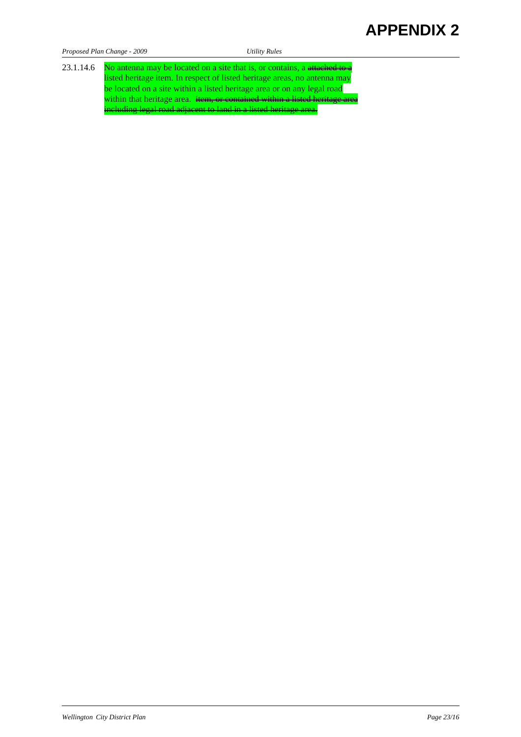23.1.14.6 No antenna may be located on a site that is, or contains, a ~~attached to a~~ listed heritage item. In respect of listed heritage areas, no antenna may be located on a site within a listed heritage area or on any legal road within that heritage area. ~~item, or contained within a listed heritage area including legal road adjacent to land in a listed heritage area.~~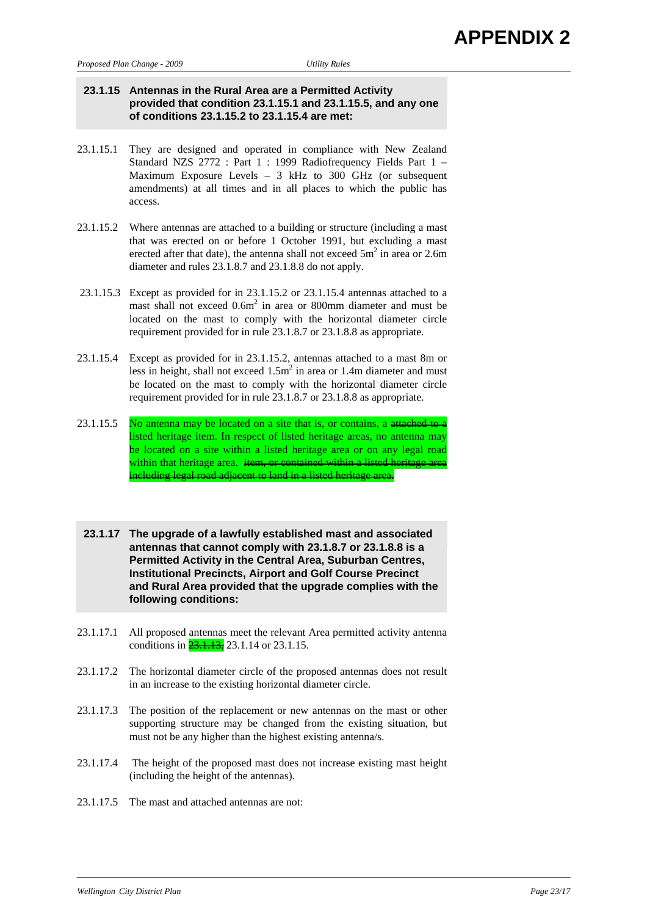# APPENDIX 2

**23.1.15 Antennas in the Rural Area are a Permitted Activity provided that condition 23.1.15.1 and 23.1.15.5, and any one of conditions 23.1.15.2 to 23.1.15.4 are met:**

23.1.15.1 They are designed and operated in compliance with New Zealand Standard NZS 2772 : Part 1 : 1999 Radiofrequency Fields Part 1 – Maximum Exposure Levels – 3 kHz to 300 GHz (or subsequent amendments) at all times and in all places to which the public has access.

23.1.15.2 Where antennas are attached to a building or structure (including a mast that was erected on or before 1 October 1991, but excluding a mast erected after that date), the antenna shall not exceed $5m^2$ in area or 2.6m diameter and rules 23.1.8.7 and 23.1.8.8 do not apply.

23.1.15.3 Except as provided for in 23.1.15.2 or 23.1.15.4 antennas attached to a mast shall not exceed $0.6m^2$ in area or 800mm diameter and must be located on the mast to comply with the horizontal diameter circle requirement provided for in rule 23.1.8.7 or 23.1.8.8 as appropriate.

23.1.15.4 Except as provided for in 23.1.15.2, antennas attached to a mast 8m or less in height, shall not exceed $1.5m^2$ in area or 1.4m diameter and must be located on the mast to comply with the horizontal diameter circle requirement provided for in rule 23.1.8.7 or 23.1.8.8 as appropriate.

23.1.15.5 No antenna may be located on a site that is, or contains, a ~~attached to a~~ listed heritage item. In respect of listed heritage areas, no antenna may be located on a site within a listed heritage area or on any legal road within that heritage area. ~~item, or contained within a listed heritage area including legal road adjacent to land in a listed heritage area.~~

**23.1.17 The upgrade of a lawfully established mast and associated antennas that cannot comply with 23.1.8.7 or 23.1.8.8 is a Permitted Activity in the Central Area, Suburban Centres, Institutional Precincts, Airport and Golf Course Precinct and Rural Area provided that the upgrade complies with the following conditions:**

23.1.17.1 All proposed antennas meet the relevant Area permitted activity antenna conditions in ~~23.1.13,~~ 23.1.14 or 23.1.15.

23.1.17.2 The horizontal diameter circle of the proposed antennas does not result in an increase to the existing horizontal diameter circle.

23.1.17.3 The position of the replacement or new antennas on the mast or other supporting structure may be changed from the existing situation, but must not be any higher than the highest existing antenna/s.

23.1.17.4 The height of the proposed mast does not increase existing mast height (including the height of the antennas).

23.1.17.5 The mast and attached antennas are not: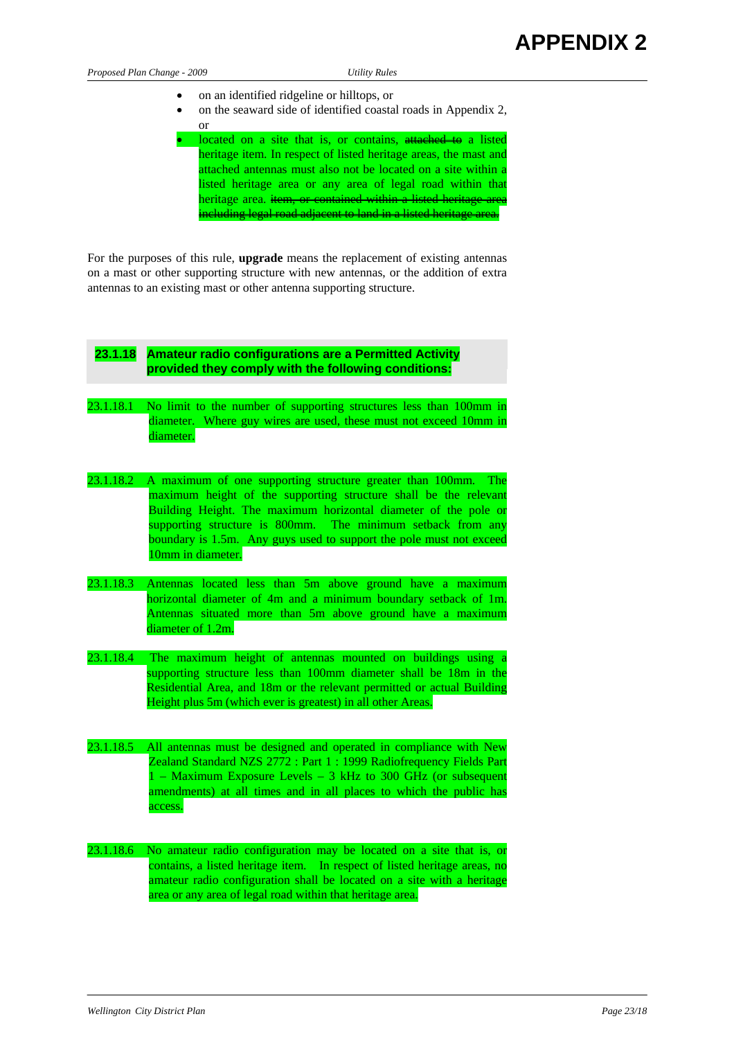- on an identified ridgeline or hilltops, or
- on the seaward side of identified coastal roads in Appendix 2, or
- located on a site that is, or contains, ~~attached to~~ a listed heritage item. In respect of listed heritage areas, the mast and attached antennas must also not be located on a site within a listed heritage area or any area of legal road within that heritage area. ~~item, or contained within a listed heritage area including legal road adjacent to land in a listed heritage area.~~

For the purposes of this rule, **upgrade** means the replacement of existing antennas on a mast or other supporting structure with new antennas, or the addition of extra antennas to an existing mast or other antenna supporting structure.

### 23.1.18 Amateur radio configurations are a Permitted Activity provided they comply with the following conditions:

23.1.18.1 No limit to the number of supporting structures less than 100mm in diameter. Where guy wires are used, these must not exceed 10mm in diameter.

23.1.18.2 A maximum of one supporting structure greater than 100mm. The maximum height of the supporting structure shall be the relevant Building Height. The maximum horizontal diameter of the pole or supporting structure is 800mm. The minimum setback from any boundary is 1.5m. Any guys used to support the pole must not exceed 10mm in diameter.

23.1.18.3 Antennas located less than 5m above ground have a maximum horizontal diameter of 4m and a minimum boundary setback of 1m. Antennas situated more than 5m above ground have a maximum diameter of 1.2m.

23.1.18.4 The maximum height of antennas mounted on buildings using a supporting structure less than 100mm diameter shall be 18m in the Residential Area, and 18m or the relevant permitted or actual Building Height plus 5m (which ever is greatest) in all other Areas.

23.1.18.5 All antennas must be designed and operated in compliance with New Zealand Standard NZS 2772 : Part 1 : 1999 Radiofrequency Fields Part 1 – Maximum Exposure Levels – 3 kHz to 300 GHz (or subsequent amendments) at all times and in all places to which the public has access.

23.1.18.6 No amateur radio configuration may be located on a site that is, or contains, a listed heritage item. In respect of listed heritage areas, no amateur radio configuration shall be located on a site with a heritage area or any area of legal road within that heritage area.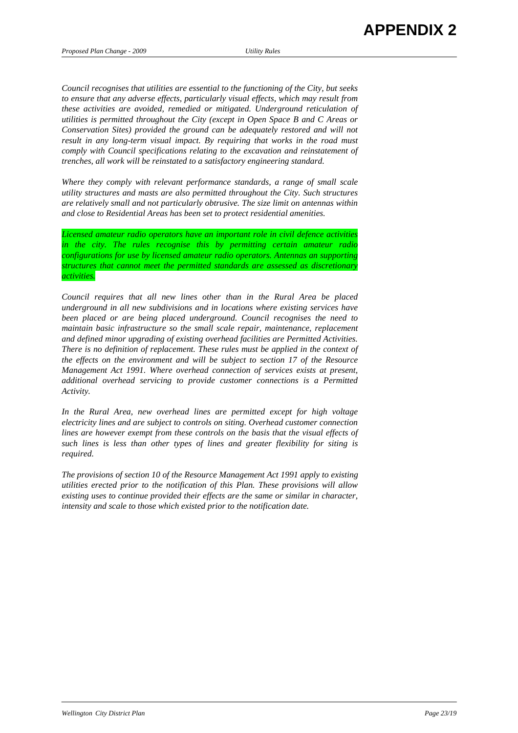# APPENDIX 2

*Council recognises that utilities are essential to the functioning of the City, but seeks to ensure that any adverse effects, particularly visual effects, which may result from these activities are avoided, remedied or mitigated. Underground reticulation of utilities is permitted throughout the City (except in Open Space B and C Areas or Conservation Sites) provided the ground can be adequately restored and will not result in any long-term visual impact. By requiring that works in the road must comply with Council specifications relating to the excavation and reinstatement of trenches, all work will be reinstated to a satisfactory engineering standard.*

*Where they comply with relevant performance standards, a range of small scale utility structures and masts are also permitted throughout the City. Such structures are relatively small and not particularly obtrusive. The size limit on antennas within and close to Residential Areas has been set to protect residential amenities.*

*Licensed amateur radio operators have an important role in civil defence activities in the city. The rules recognise this by permitting certain amateur radio configurations for use by licensed amateur radio operators. Antennas an supporting structures that cannot meet the permitted standards are assessed as discretionary activities.*

*Council requires that all new lines other than in the Rural Area be placed underground in all new subdivisions and in locations where existing services have been placed or are being placed underground. Council recognises the need to maintain basic infrastructure so the small scale repair, maintenance, replacement and defined minor upgrading of existing overhead facilities are Permitted Activities. There is no definition of replacement. These rules must be applied in the context of the effects on the environment and will be subject to section 17 of the Resource Management Act 1991. Where overhead connection of services exists at present, additional overhead servicing to provide customer connections is a Permitted Activity.*

*In the Rural Area, new overhead lines are permitted except for high voltage electricity lines and are subject to controls on siting. Overhead customer connection lines are however exempt from these controls on the basis that the visual effects of such lines is less than other types of lines and greater flexibility for siting is required.*

*The provisions of section 10 of the Resource Management Act 1991 apply to existing utilities erected prior to the notification of this Plan. These provisions will allow existing uses to continue provided their effects are the same or similar in character, intensity and scale to those which existed prior to the notification date.*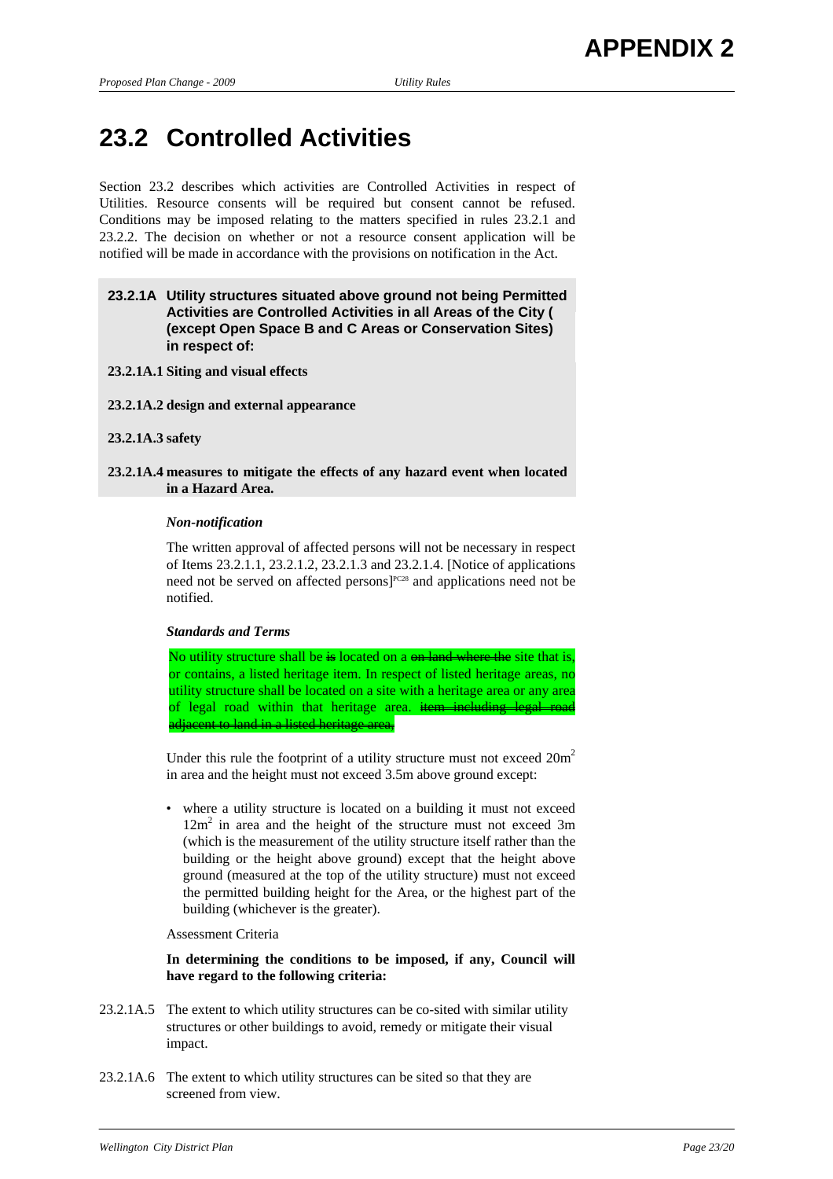# APPENDIX 2

# 23.2 Controlled Activities

Section 23.2 describes which activities are Controlled Activities in respect of Utilities. Resource consents will be required but consent cannot be refused. Conditions may be imposed relating to the matters specified in rules 23.2.1 and 23.2.2. The decision on whether or not a resource consent application will be notified will be made in accordance with the provisions on notification in the Act.

**23.2.1A Utility structures situated above ground not being Permitted Activities are Controlled Activities in all Areas of the City ( (except Open Space B and C Areas or Conservation Sites) in respect of:**

**23.2.1A.1 Siting and visual effects**

**23.2.1A.2 design and external appearance**

**23.2.1A.3 safety**

**23.2.1A.4 measures to mitigate the effects of any hazard event when located in a Hazard Area.**

***Non-notification***

The written approval of affected persons will not be necessary in respect of Items 23.2.1.1, 23.2.1.2, 23.2.1.3 and 23.2.1.4. [Notice of applications need not be served on affected persons][PC28] and applications need not be notified.

***Standards and Terms***

No utility structure shall be ~~is~~ located on a ~~on land where the~~ site that is, or contains, a listed heritage item. In respect of listed heritage areas, no utility structure shall be located on a site with a heritage area or any area of legal road within that heritage area. ~~item including legal road adjacent to land in a listed heritage area,~~

Under this rule the footprint of a utility structure must not exceed $20m^2$ in area and the height must not exceed 3.5m above ground except:

- where a utility structure is located on a building it must not exceed $12m^2$ in area and the height of the structure must not exceed 3m (which is the measurement of the utility structure itself rather than the building or the height above ground) except that the height above ground (measured at the top of the utility structure) must not exceed the permitted building height for the Area, or the highest part of the building (whichever is the greater).

Assessment Criteria

**In determining the conditions to be imposed, if any, Council will have regard to the following criteria:**

23.2.1A.5 The extent to which utility structures can be co-sited with similar utility structures or other buildings to avoid, remedy or mitigate their visual impact.

23.2.1A.6 The extent to which utility structures can be sited so that they are screened from view.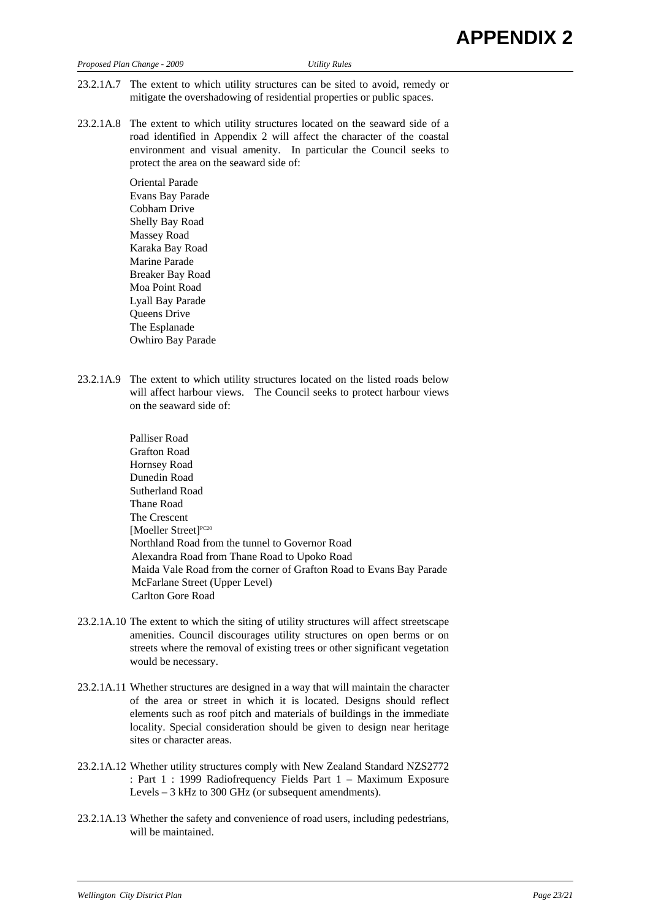23.2.1A.7 The extent to which utility structures can be sited to avoid, remedy or mitigate the overshadowing of residential properties or public spaces.

23.2.1A.8 The extent to which utility structures located on the seaward side of a road identified in Appendix 2 will affect the character of the coastal environment and visual amenity. In particular the Council seeks to protect the area on the seaward side of:

Oriental Parade
Evans Bay Parade
Cobham Drive
Shelly Bay Road
Massey Road
Karaka Bay Road
Marine Parade
Breaker Bay Road
Moa Point Road
Lyall Bay Parade
Queens Drive
The Esplanade
Owhiro Bay Parade

23.2.1A.9 The extent to which utility structures located on the listed roads below will affect harbour views. The Council seeks to protect harbour views on the seaward side of:

Palliser Road
Grafton Road
Hornsey Road
Dunedin Road
Sutherland Road
Thane Road
The Crescent
[Moeller Street][PC20]
Northland Road from the tunnel to Governor Road
Alexandra Road from Thane Road to Upoko Road
Maida Vale Road from the corner of Grafton Road to Evans Bay Parade
McFarlane Street (Upper Level)
Carlton Gore Road

23.2.1A.10 The extent to which the siting of utility structures will affect streetscape amenities. Council discourages utility structures on open berms or on streets where the removal of existing trees or other significant vegetation would be necessary.

23.2.1A.11 Whether structures are designed in a way that will maintain the character of the area or street in which it is located. Designs should reflect elements such as roof pitch and materials of buildings in the immediate locality. Special consideration should be given to design near heritage sites or character areas.

23.2.1A.12 Whether utility structures comply with New Zealand Standard NZS2772 : Part 1 : 1999 Radiofrequency Fields Part 1 – Maximum Exposure Levels – 3 kHz to 300 GHz (or subsequent amendments).

23.2.1A.13 Whether the safety and convenience of road users, including pedestrians, will be maintained.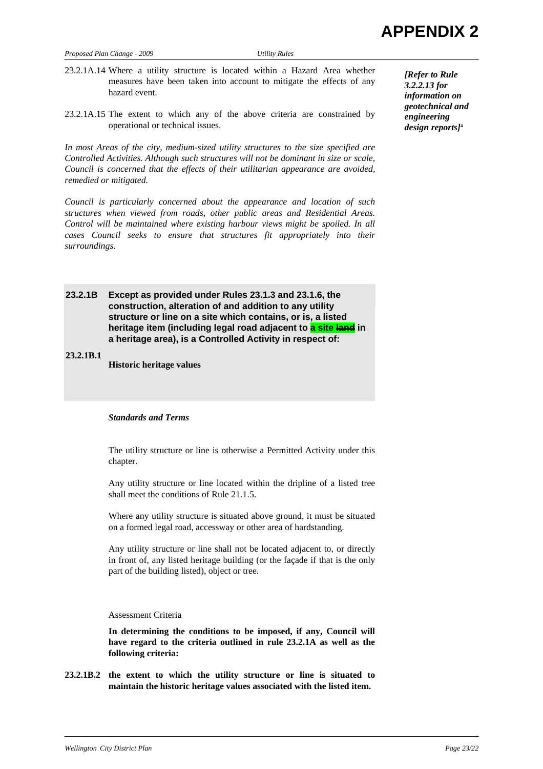# APPENDIX 2

23.2.1A.14 Where a utility structure is located within a Hazard Area whether measures have been taken into account to mitigate the effects of any hazard event.

*[Refer to Rule 3.2.2.13 for information on geotechnical and engineering design reports]*[4]

23.2.1A.15 The extent to which any of the above criteria are constrained by operational or technical issues.

*In most Areas of the city, medium-sized utility structures to the size specified are Controlled Activities. Although such structures will not be dominant in size or scale, Council is concerned that the effects of their utilitarian appearance are avoided, remedied or mitigated.*

*Council is particularly concerned about the appearance and location of such structures when viewed from roads, other public areas and Residential Areas. Control will be maintained where existing harbour views might be spoiled. In all cases Council seeks to ensure that structures fit appropriately into their surroundings.*

**23.2.1B Except as provided under Rules 23.1.3 and 23.1.6, the construction, alteration of and addition to any utility structure or line on a site which contains, or is, a listed heritage item (including legal road adjacent to a site ~~land~~ in a heritage area), is a Controlled Activity in respect of:**

**23.2.1B.1 Historic heritage values**

***Standards and Terms***

The utility structure or line is otherwise a Permitted Activity under this chapter.

Any utility structure or line located within the dripline of a listed tree shall meet the conditions of Rule 21.1.5.

Where any utility structure is situated above ground, it must be situated on a formed legal road, accessway or other area of hardstanding.

Any utility structure or line shall not be located adjacent to, or directly in front of, any listed heritage building (or the façade if that is the only part of the building listed), object or tree.

Assessment Criteria

**In determining the conditions to be imposed, if any, Council will have regard to the criteria outlined in rule 23.2.1A as well as the following criteria:**

**23.2.1B.2 the extent to which the utility structure or line is situated to maintain the historic heritage values associated with the listed item.**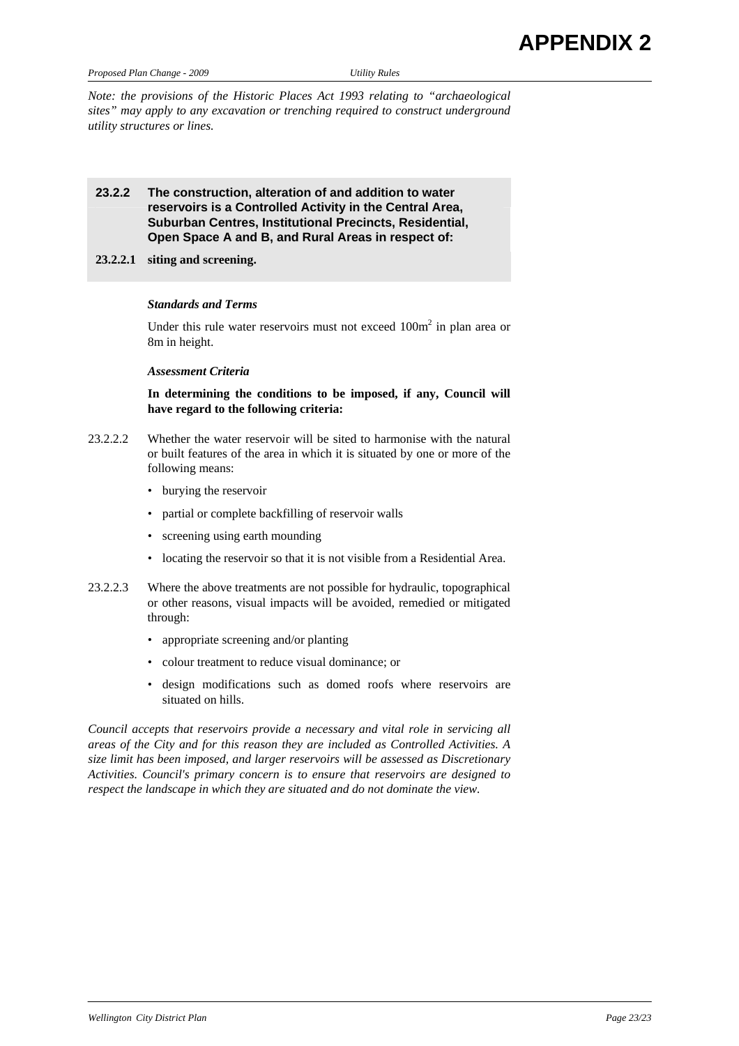*Note: the provisions of the Historic Places Act 1993 relating to "archaeological sites" may apply to any excavation or trenching required to construct underground utility structures or lines.*

**23.2.2 The construction, alteration of and addition to water reservoirs is a Controlled Activity in the Central Area, Suburban Centres, Institutional Precincts, Residential, Open Space A and B, and Rural Areas in respect of:**

**23.2.2.1 siting and screening.**

***Standards and Terms***

Under this rule water reservoirs must not exceed 100m$^2$ in plan area or 8m in height.

***Assessment Criteria***

**In determining the conditions to be imposed, if any, Council will have regard to the following criteria:**

23.2.2.2 Whether the water reservoir will be sited to harmonise with the natural or built features of the area in which it is situated by one or more of the following means:

- burying the reservoir
- partial or complete backfilling of reservoir walls
- screening using earth mounding
- locating the reservoir so that it is not visible from a Residential Area.

23.2.2.3 Where the above treatments are not possible for hydraulic, topographical or other reasons, visual impacts will be avoided, remedied or mitigated through:

- appropriate screening and/or planting
- colour treatment to reduce visual dominance; or
- design modifications such as domed roofs where reservoirs are situated on hills.

*Council accepts that reservoirs provide a necessary and vital role in servicing all areas of the City and for this reason they are included as Controlled Activities. A size limit has been imposed, and larger reservoirs will be assessed as Discretionary Activities. Council's primary concern is to ensure that reservoirs are designed to respect the landscape in which they are situated and do not dominate the view.*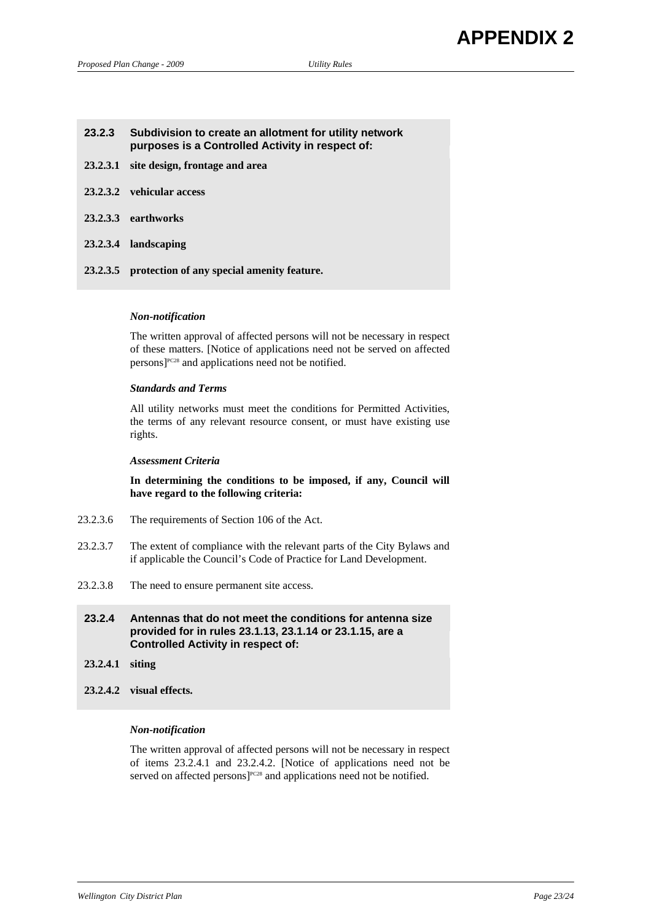**23.2.3 Subdivision to create an allotment for utility network purposes is a Controlled Activity in respect of:**

**23.2.3.1 site design, frontage and area**

**23.2.3.2 vehicular access**

**23.2.3.3 earthworks**

**23.2.3.4 landscaping**

**23.2.3.5 protection of any special amenity feature.**

*Non-notification*

The written approval of affected persons will not be necessary in respect of these matters. [Notice of applications need not be served on affected persons][PC28] and applications need not be notified.

*Standards and Terms*

All utility networks must meet the conditions for Permitted Activities, the terms of any relevant resource consent, or must have existing use rights.

*Assessment Criteria*

**In determining the conditions to be imposed, if any, Council will have regard to the following criteria:**

23.2.3.6 The requirements of Section 106 of the Act.

23.2.3.7 The extent of compliance with the relevant parts of the City Bylaws and if applicable the Council's Code of Practice for Land Development.

23.2.3.8 The need to ensure permanent site access.

**23.2.4 Antennas that do not meet the conditions for antenna size provided for in rules 23.1.13, 23.1.14 or 23.1.15, are a Controlled Activity in respect of:**

**23.2.4.1 siting**

**23.2.4.2 visual effects.**

*Non-notification*

The written approval of affected persons will not be necessary in respect of items 23.2.4.1 and 23.2.4.2. [Notice of applications need not be served on affected persons][PC28] and applications need not be notified.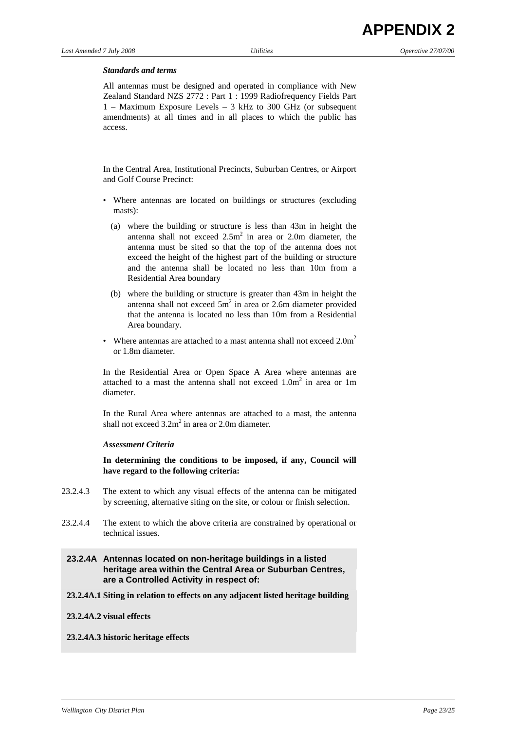***Standards and terms***

All antennas must be designed and operated in compliance with New Zealand Standard NZS 2772 : Part 1 : 1999 Radiofrequency Fields Part 1 – Maximum Exposure Levels – 3 kHz to 300 GHz (or subsequent amendments) at all times and in all places to which the public has access.

In the Central Area, Institutional Precincts, Suburban Centres, or Airport and Golf Course Precinct:

- Where antennas are located on buildings or structures (excluding masts):
  - (a) where the building or structure is less than 43m in height the antenna shall not exceed $2.5m^2$ in area or 2.0m diameter, the antenna must be sited so that the top of the antenna does not exceed the height of the highest part of the building or structure and the antenna shall be located no less than 10m from a Residential Area boundary
  - (b) where the building or structure is greater than 43m in height the antenna shall not exceed $5m^2$ in area or 2.6m diameter provided that the antenna is located no less than 10m from a Residential Area boundary.
- Where antennas are attached to a mast antenna shall not exceed $2.0m^2$ or 1.8m diameter.

In the Residential Area or Open Space A Area where antennas are attached to a mast the antenna shall not exceed $1.0m^2$ in area or 1m diameter.

In the Rural Area where antennas are attached to a mast, the antenna shall not exceed $3.2m^2$ in area or 2.0m diameter.

***Assessment Criteria***

**In determining the conditions to be imposed, if any, Council will have regard to the following criteria:**

23.2.4.3 The extent to which any visual effects of the antenna can be mitigated by screening, alternative siting on the site, or colour or finish selection.

23.2.4.4 The extent to which the above criteria are constrained by operational or technical issues.

**23.2.4A Antennas located on non-heritage buildings in a listed heritage area within the Central Area or Suburban Centres, are a Controlled Activity in respect of:**

**23.2.4A.1 Siting in relation to effects on any adjacent listed heritage building**

**23.2.4A.2 visual effects**

**23.2.4A.3 historic heritage effects**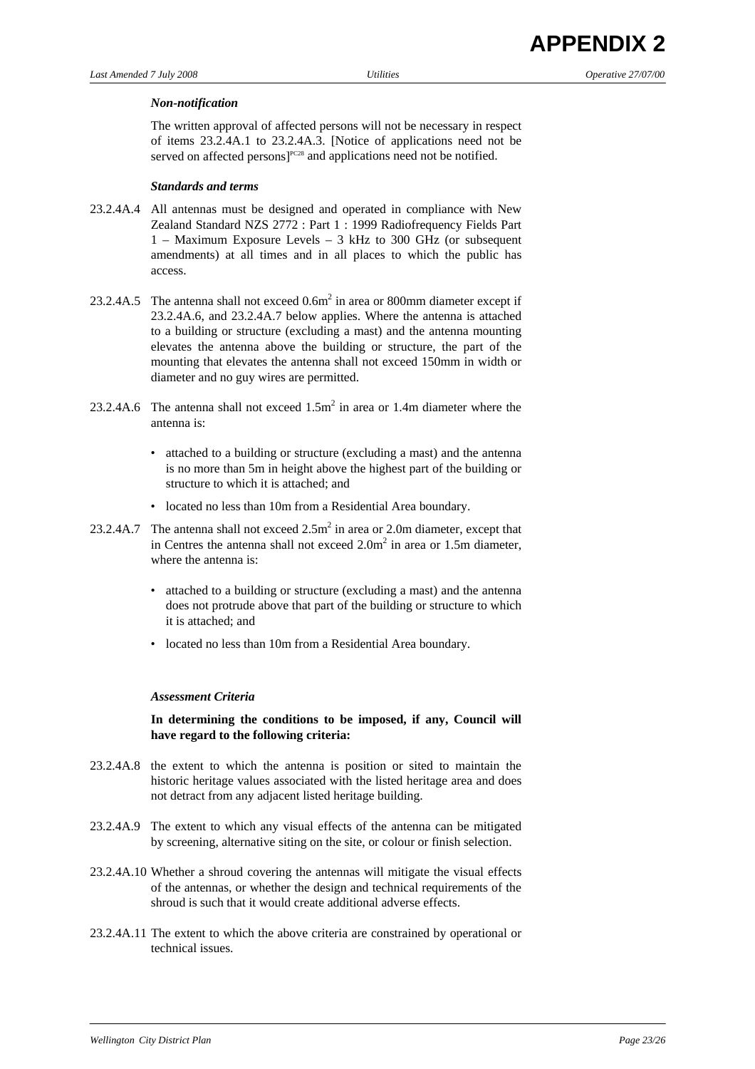#### *Non-notification*

The written approval of affected persons will not be necessary in respect of items 23.2.4A.1 to 23.2.4A.3. [Notice of applications need not be served on affected persons][PC28] and applications need not be notified.

#### *Standards and terms*

23.2.4A.4 All antennas must be designed and operated in compliance with New Zealand Standard NZS 2772 : Part 1 : 1999 Radiofrequency Fields Part 1 – Maximum Exposure Levels – 3 kHz to 300 GHz (or subsequent amendments) at all times and in all places to which the public has access.

23.2.4A.5 The antenna shall not exceed $0.6m^2$ in area or 800mm diameter except if 23.2.4A.6, and 23.2.4A.7 below applies. Where the antenna is attached to a building or structure (excluding a mast) and the antenna mounting elevates the antenna above the building or structure, the part of the mounting that elevates the antenna shall not exceed 150mm in width or diameter and no guy wires are permitted.

23.2.4A.6 The antenna shall not exceed $1.5m^2$ in area or 1.4m diameter where the antenna is:

- attached to a building or structure (excluding a mast) and the antenna is no more than 5m in height above the highest part of the building or structure to which it is attached; and
- located no less than 10m from a Residential Area boundary.

23.2.4A.7 The antenna shall not exceed $2.5m^2$ in area or 2.0m diameter, except that in Centres the antenna shall not exceed $2.0m^2$ in area or 1.5m diameter, where the antenna is:

- attached to a building or structure (excluding a mast) and the antenna does not protrude above that part of the building or structure to which it is attached; and
- located no less than 10m from a Residential Area boundary.

#### *Assessment Criteria*

**In determining the conditions to be imposed, if any, Council will have regard to the following criteria:**

23.2.4A.8 the extent to which the antenna is position or sited to maintain the historic heritage values associated with the listed heritage area and does not detract from any adjacent listed heritage building.

23.2.4A.9 The extent to which any visual effects of the antenna can be mitigated by screening, alternative siting on the site, or colour or finish selection.

23.2.4A.10 Whether a shroud covering the antennas will mitigate the visual effects of the antennas, or whether the design and technical requirements of the shroud is such that it would create additional adverse effects.

23.2.4A.11 The extent to which the above criteria are constrained by operational or technical issues.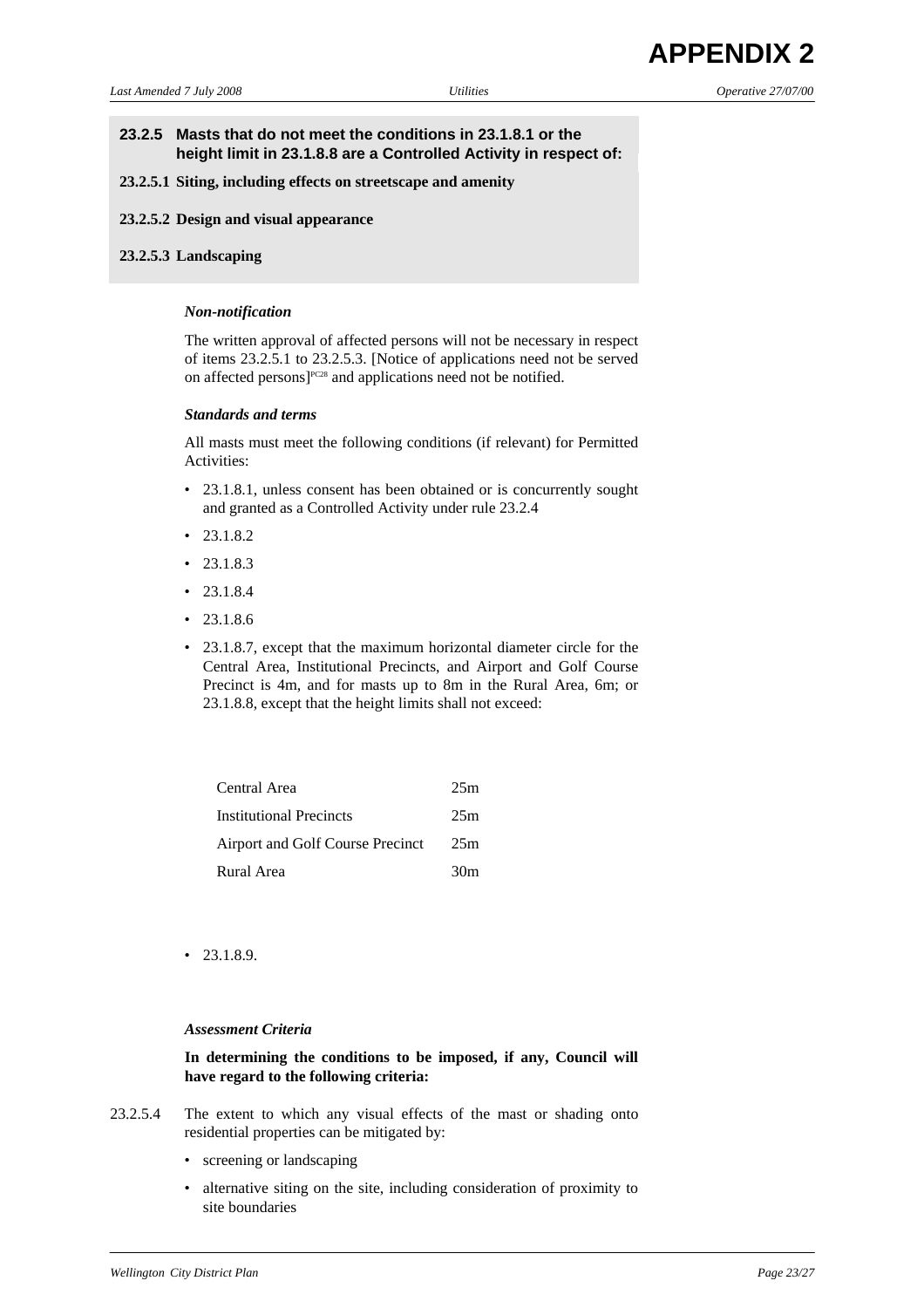**23.2.5 Masts that do not meet the conditions in 23.1.8.1 or the height limit in 23.1.8.8 are a Controlled Activity in respect of:**

**23.2.5.1 Siting, including effects on streetscape and amenity**

**23.2.5.2 Design and visual appearance**

**23.2.5.3 Landscaping**

***Non-notification***

The written approval of affected persons will not be necessary in respect of items 23.2.5.1 to 23.2.5.3. [Notice of applications need not be served on affected persons][PC28] and applications need not be notified.

***Standards and terms***

All masts must meet the following conditions (if relevant) for Permitted Activities:

- 23.1.8.1, unless consent has been obtained or is concurrently sought and granted as a Controlled Activity under rule 23.2.4
- 23.1.8.2
- 23.1.8.3
- 23.1.8.4
- 23.1.8.6
- 23.1.8.7, except that the maximum horizontal diameter circle for the Central Area, Institutional Precincts, and Airport and Golf Course Precinct is 4m, and for masts up to 8m in the Rural Area, 6m; or 23.1.8.8, except that the height limits shall not exceed:

| | |
|---|---|
| Central Area | 25m |
| Institutional Precincts | 25m |
| Airport and Golf Course Precinct | 25m |
| Rural Area | 30m |

- 23.1.8.9.

***Assessment Criteria***

**In determining the conditions to be imposed, if any, Council will have regard to the following criteria:**

23.2.5.4 The extent to which any visual effects of the mast or shading onto residential properties can be mitigated by:

- screening or landscaping
- alternative siting on the site, including consideration of proximity to site boundaries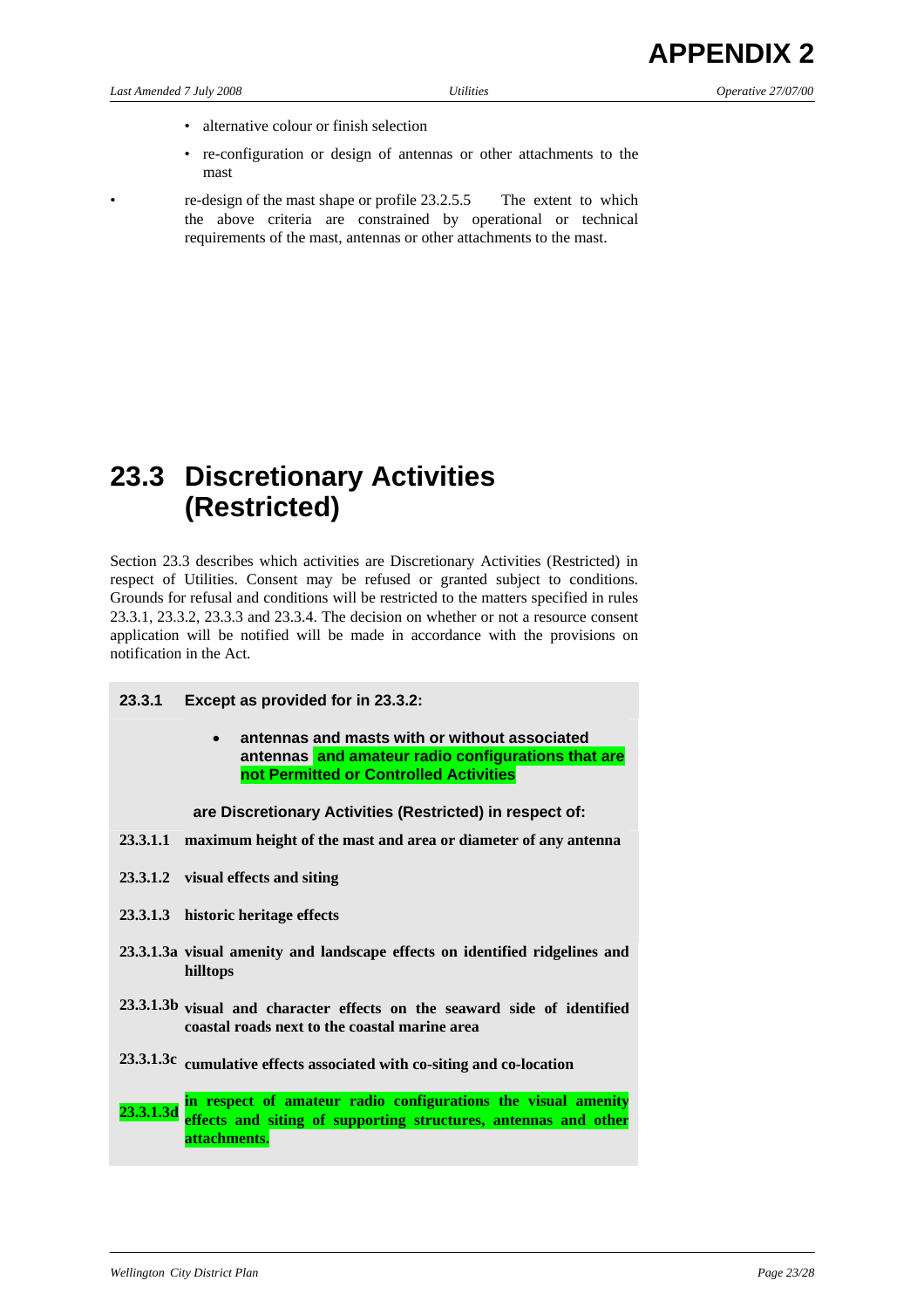- alternative colour or finish selection
- re-configuration or design of antennas or other attachments to the mast
- re-design of the mast shape or profile 23.2.5.5 The extent to which the above criteria are constrained by operational or technical requirements of the mast, antennas or other attachments to the mast.

# 23.3 Discretionary Activities (Restricted)

Section 23.3 describes which activities are Discretionary Activities (Restricted) in respect of Utilities. Consent may be refused or granted subject to conditions. Grounds for refusal and conditions will be restricted to the matters specified in rules 23.3.1, 23.3.2, 23.3.3 and 23.3.4. The decision on whether or not a resource consent application will be notified will be made in accordance with the provisions on notification in the Act.

**23.3.1 Except as provided for in 23.3.2:**

- **antennas and masts with or without associated antennas and amateur radio configurations that are not Permitted or Controlled Activities**

**are Discretionary Activities (Restricted) in respect of:**

**23.3.1.1** **maximum height of the mast and area or diameter of any antenna**

**23.3.1.2** **visual effects and siting**

**23.3.1.3** **historic heritage effects**

**23.3.1.3a** **visual amenity and landscape effects on identified ridgelines and hilltops**

**23.3.1.3b** **visual and character effects on the seaward side of identified coastal roads next to the coastal marine area**

**23.3.1.3c** **cumulative effects associated with co-siting and co-location**

**23.3.1.3d** **in respect of amateur radio configurations the visual amenity effects and siting of supporting structures, antennas and other attachments.**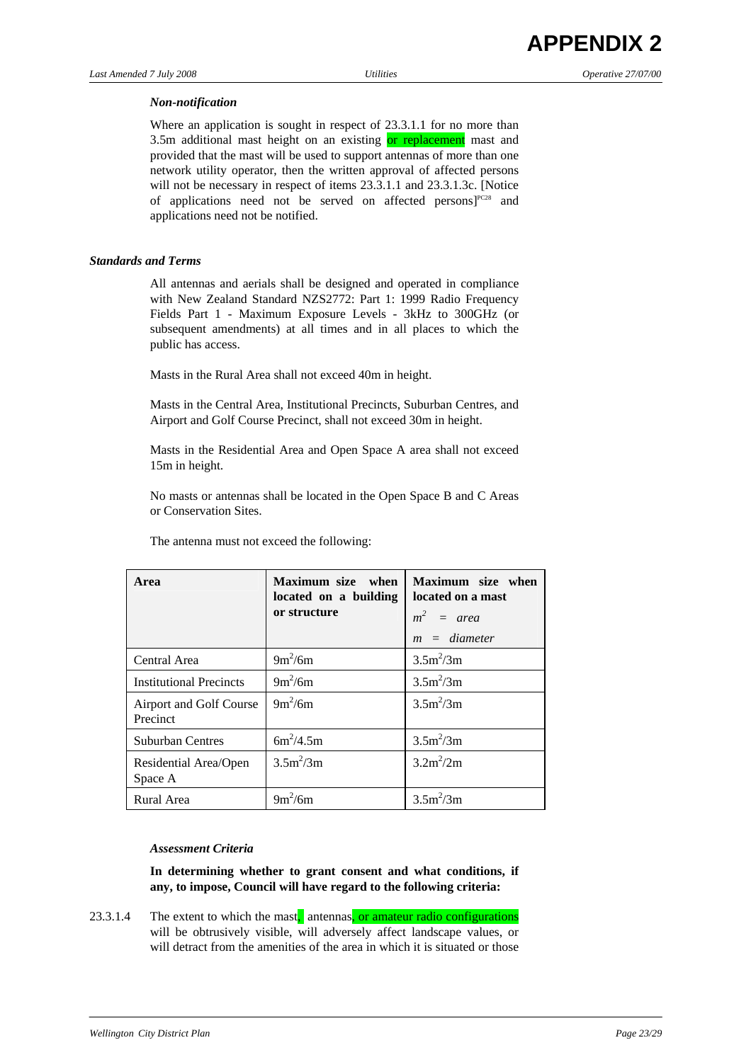*Non-notification*

Where an application is sought in respect of 23.3.1.1 for no more than 3.5m additional mast height on an existing or replacement mast and provided that the mast will be used to support antennas of more than one network utility operator, then the written approval of affected persons will not be necessary in respect of items 23.3.1.1 and 23.3.1.3c. [Notice of applications need not be served on affected persons][PC28] and applications need not be notified.

***Standards and Terms***

All antennas and aerials shall be designed and operated in compliance with New Zealand Standard NZS2772: Part 1: 1999 Radio Frequency Fields Part 1 - Maximum Exposure Levels - 3kHz to 300GHz (or subsequent amendments) at all times and in all places to which the public has access.

Masts in the Rural Area shall not exceed 40m in height.

Masts in the Central Area, Institutional Precincts, Suburban Centres, and Airport and Golf Course Precinct, shall not exceed 30m in height.

Masts in the Residential Area and Open Space A area shall not exceed 15m in height.

No masts or antennas shall be located in the Open Space B and C Areas or Conservation Sites.

The antenna must not exceed the following:

| **Area** | **Maximum size when located on a building or structure** | **Maximum size when located on a mast** $m^2$ = *area* $m$ = *diameter* |
|---|---|---|
| Central Area | $9m^2$/6m | $3.5m^2$/3m |
| Institutional Precincts | $9m^2$/6m | $3.5m^2$/3m |
| Airport and Golf Course Precinct | $9m^2$/6m | $3.5m^2$/3m |
| Suburban Centres | $6m^2$/4.5m | $3.5m^2$/3m |
| Residential Area/Open Space A | $3.5m^2$/3m | $3.2m^2$/2m |
| Rural Area | $9m^2$/6m | $3.5m^2$/3m |

*Assessment Criteria*

**In determining whether to grant consent and what conditions, if any, to impose, Council will have regard to the following criteria:**

23.3.1.4 The extent to which the mast, antennas, or amateur radio configurations will be obtrusively visible, will adversely affect landscape values, or will detract from the amenities of the area in which it is situated or those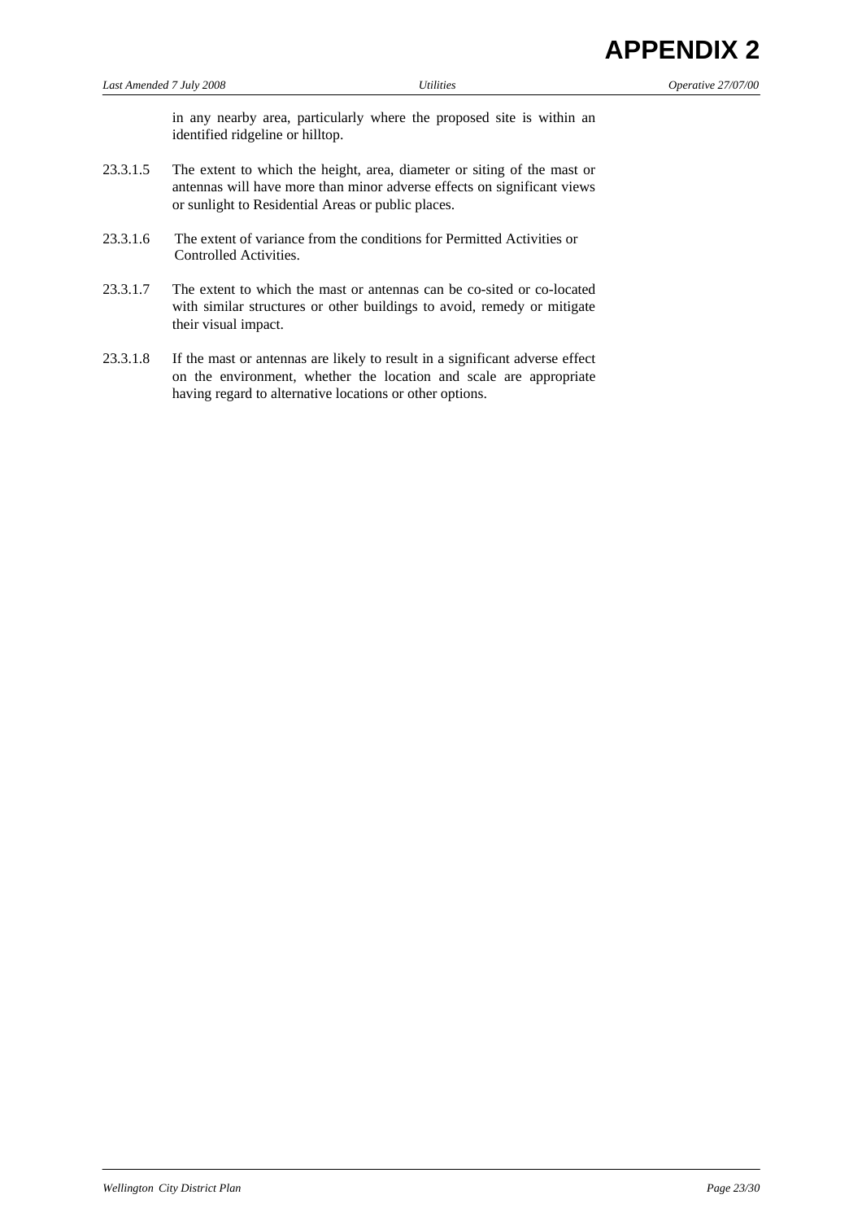in any nearby area, particularly where the proposed site is within an identified ridgeline or hilltop.

23.3.1.5 The extent to which the height, area, diameter or siting of the mast or antennas will have more than minor adverse effects on significant views or sunlight to Residential Areas or public places.

23.3.1.6 The extent of variance from the conditions for Permitted Activities or Controlled Activities.

23.3.1.7 The extent to which the mast or antennas can be co-sited or co-located with similar structures or other buildings to avoid, remedy or mitigate their visual impact.

23.3.1.8 If the mast or antennas are likely to result in a significant adverse effect on the environment, whether the location and scale are appropriate having regard to alternative locations or other options.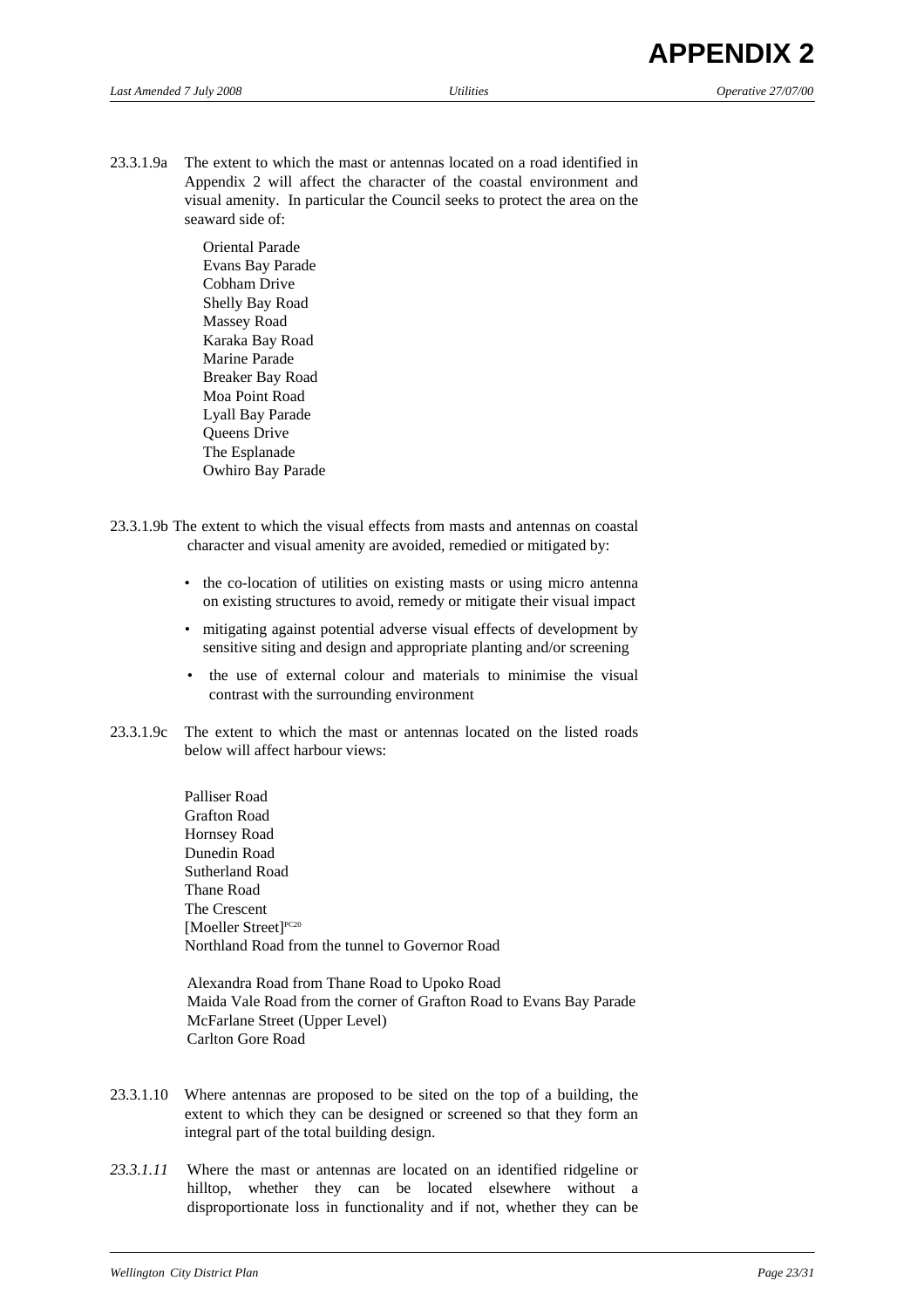23.3.1.9a The extent to which the mast or antennas located on a road identified in Appendix 2 will affect the character of the coastal environment and visual amenity. In particular the Council seeks to protect the area on the seaward side of:

Oriental Parade
Evans Bay Parade
Cobham Drive
Shelly Bay Road
Massey Road
Karaka Bay Road
Marine Parade
Breaker Bay Road
Moa Point Road
Lyall Bay Parade
Queens Drive
The Esplanade
Owhiro Bay Parade

23.3.1.9b The extent to which the visual effects from masts and antennas on coastal character and visual amenity are avoided, remedied or mitigated by:

- the co-location of utilities on existing masts or using micro antenna on existing structures to avoid, remedy or mitigate their visual impact
- mitigating against potential adverse visual effects of development by sensitive siting and design and appropriate planting and/or screening
- the use of external colour and materials to minimise the visual contrast with the surrounding environment

23.3.1.9c The extent to which the mast or antennas located on the listed roads below will affect harbour views:

Palliser Road
Grafton Road
Hornsey Road
Dunedin Road
Sutherland Road
Thane Road
The Crescent
[Moeller Street][PC20]
Northland Road from the tunnel to Governor Road

Alexandra Road from Thane Road to Upoko Road
Maida Vale Road from the corner of Grafton Road to Evans Bay Parade
McFarlane Street (Upper Level)
Carlton Gore Road

23.3.1.10 Where antennas are proposed to be sited on the top of a building, the extent to which they can be designed or screened so that they form an integral part of the total building design.

*23.3.1.11* Where the mast or antennas are located on an identified ridgeline or hilltop, whether they can be located elsewhere without a disproportionate loss in functionality and if not, whether they can be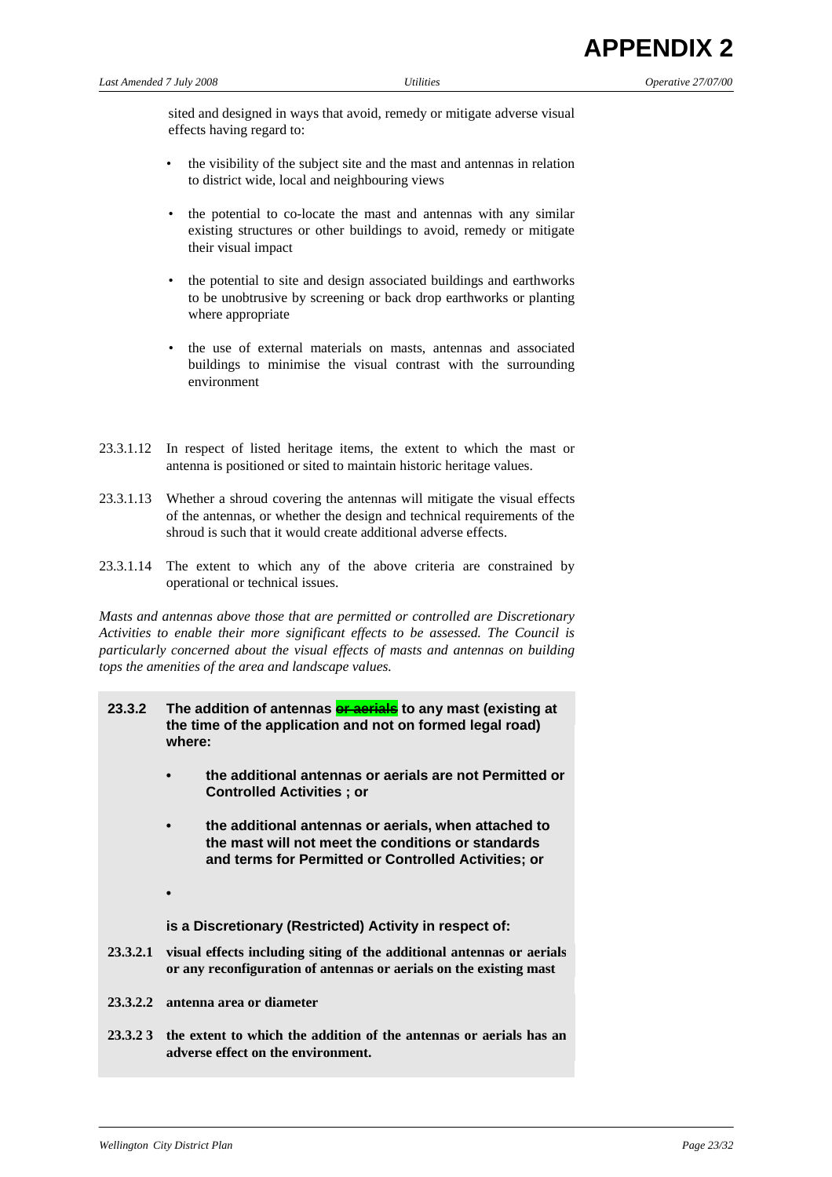sited and designed in ways that avoid, remedy or mitigate adverse visual effects having regard to:

- the visibility of the subject site and the mast and antennas in relation to district wide, local and neighbouring views
- the potential to co-locate the mast and antennas with any similar existing structures or other buildings to avoid, remedy or mitigate their visual impact
- the potential to site and design associated buildings and earthworks to be unobtrusive by screening or back drop earthworks or planting where appropriate
- the use of external materials on masts, antennas and associated buildings to minimise the visual contrast with the surrounding environment

23.3.1.12 In respect of listed heritage items, the extent to which the mast or antenna is positioned or sited to maintain historic heritage values.

23.3.1.13 Whether a shroud covering the antennas will mitigate the visual effects of the antennas, or whether the design and technical requirements of the shroud is such that it would create additional adverse effects.

23.3.1.14 The extent to which any of the above criteria are constrained by operational or technical issues.

*Masts and antennas above those that are permitted or controlled are Discretionary Activities to enable their more significant effects to be assessed. The Council is particularly concerned about the visual effects of masts and antennas on building tops the amenities of the area and landscape values.*

**23.3.2 The addition of antennas ~~or aerials~~ to any mast (existing at the time of the application and not on formed legal road) where:**

- **the additional antennas or aerials are not Permitted or Controlled Activities ; or**
- **the additional antennas or aerials, when attached to the mast will not meet the conditions or standards and terms for Permitted or Controlled Activities; or**
- 

**is a Discretionary (Restricted) Activity in respect of:**

**23.3.2.1 visual effects including siting of the additional antennas or aerials or any reconfiguration of antennas or aerials on the existing mast**

**23.3.2.2 antenna area or diameter**

**23.3.2 3 the extent to which the addition of the antennas or aerials has an adverse effect on the environment.**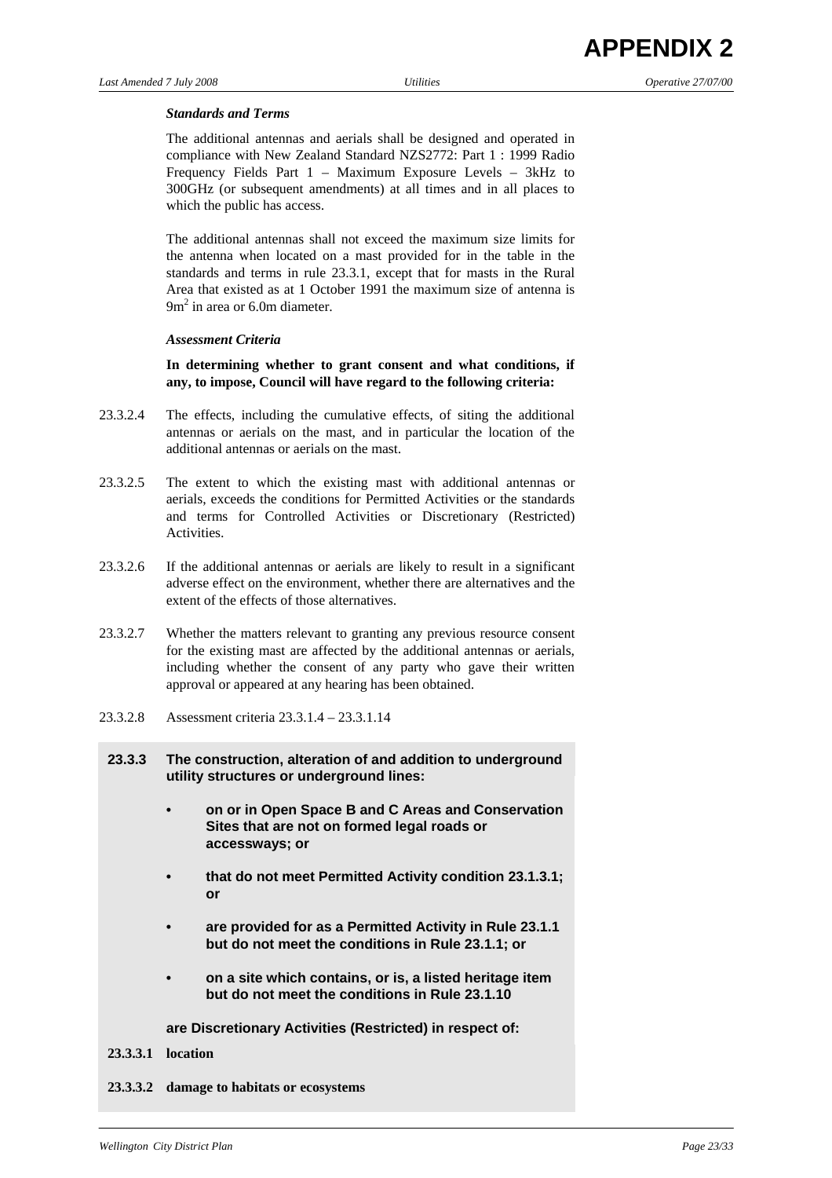*Standards and Terms*

The additional antennas and aerials shall be designed and operated in compliance with New Zealand Standard NZS2772: Part 1 : 1999 Radio Frequency Fields Part 1 – Maximum Exposure Levels – 3kHz to 300GHz (or subsequent amendments) at all times and in all places to which the public has access.

The additional antennas shall not exceed the maximum size limits for the antenna when located on a mast provided for in the table in the standards and terms in rule 23.3.1, except that for masts in the Rural Area that existed as at 1 October 1991 the maximum size of antenna is $9m^2$ in area or 6.0m diameter.

*Assessment Criteria*

**In determining whether to grant consent and what conditions, if any, to impose, Council will have regard to the following criteria:**

23.3.2.4 The effects, including the cumulative effects, of siting the additional antennas or aerials on the mast, and in particular the location of the additional antennas or aerials on the mast.

23.3.2.5 The extent to which the existing mast with additional antennas or aerials, exceeds the conditions for Permitted Activities or the standards and terms for Controlled Activities or Discretionary (Restricted) Activities.

23.3.2.6 If the additional antennas or aerials are likely to result in a significant adverse effect on the environment, whether there are alternatives and the extent of the effects of those alternatives.

23.3.2.7 Whether the matters relevant to granting any previous resource consent for the existing mast are affected by the additional antennas or aerials, including whether the consent of any party who gave their written approval or appeared at any hearing has been obtained.

23.3.2.8 Assessment criteria 23.3.1.4 – 23.3.1.14

**23.3.3 The construction, alteration of and addition to underground utility structures or underground lines:**

- **on or in Open Space B and C Areas and Conservation Sites that are not on formed legal roads or accessways; or**
- **that do not meet Permitted Activity condition 23.1.3.1; or**
- **are provided for as a Permitted Activity in Rule 23.1.1 but do not meet the conditions in Rule 23.1.1; or**
- **on a site which contains, or is, a listed heritage item but do not meet the conditions in Rule 23.1.10**

**are Discretionary Activities (Restricted) in respect of:**

**23.3.3.1 location**

**23.3.3.2 damage to habitats or ecosystems**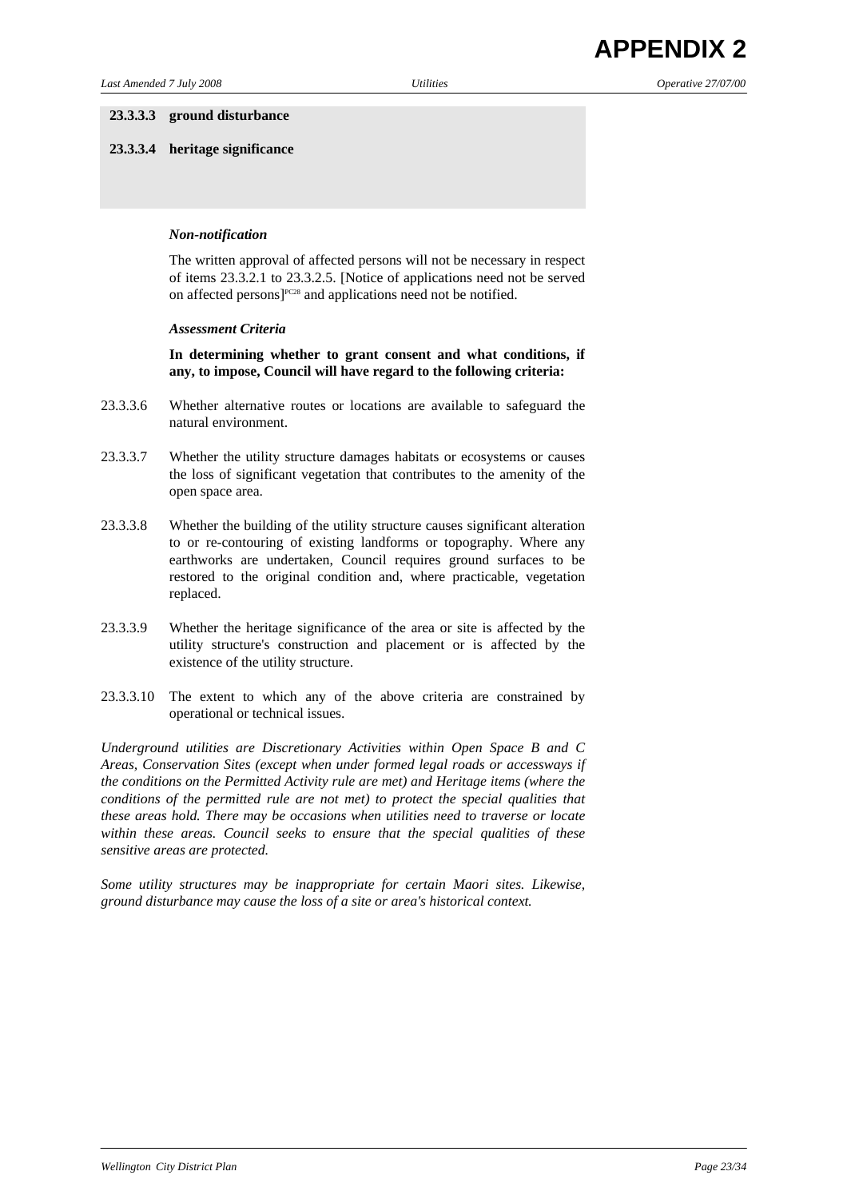**23.3.3.3 ground disturbance**

**23.3.3.4 heritage significance**

***Non-notification***

The written approval of affected persons will not be necessary in respect of items 23.3.2.1 to 23.3.2.5. [Notice of applications need not be served on affected persons][PC28] and applications need not be notified.

***Assessment Criteria***

**In determining whether to grant consent and what conditions, if any, to impose, Council will have regard to the following criteria:**

23.3.3.6 Whether alternative routes or locations are available to safeguard the natural environment.

23.3.3.7 Whether the utility structure damages habitats or ecosystems or causes the loss of significant vegetation that contributes to the amenity of the open space area.

23.3.3.8 Whether the building of the utility structure causes significant alteration to or re-contouring of existing landforms or topography. Where any earthworks are undertaken, Council requires ground surfaces to be restored to the original condition and, where practicable, vegetation replaced.

23.3.3.9 Whether the heritage significance of the area or site is affected by the utility structure's construction and placement or is affected by the existence of the utility structure.

23.3.3.10 The extent to which any of the above criteria are constrained by operational or technical issues.

*Underground utilities are Discretionary Activities within Open Space B and C Areas, Conservation Sites (except when under formed legal roads or accessways if the conditions on the Permitted Activity rule are met) and Heritage items (where the conditions of the permitted rule are not met) to protect the special qualities that these areas hold. There may be occasions when utilities need to traverse or locate within these areas. Council seeks to ensure that the special qualities of these sensitive areas are protected.*

*Some utility structures may be inappropriate for certain Maori sites. Likewise, ground disturbance may cause the loss of a site or area's historical context.*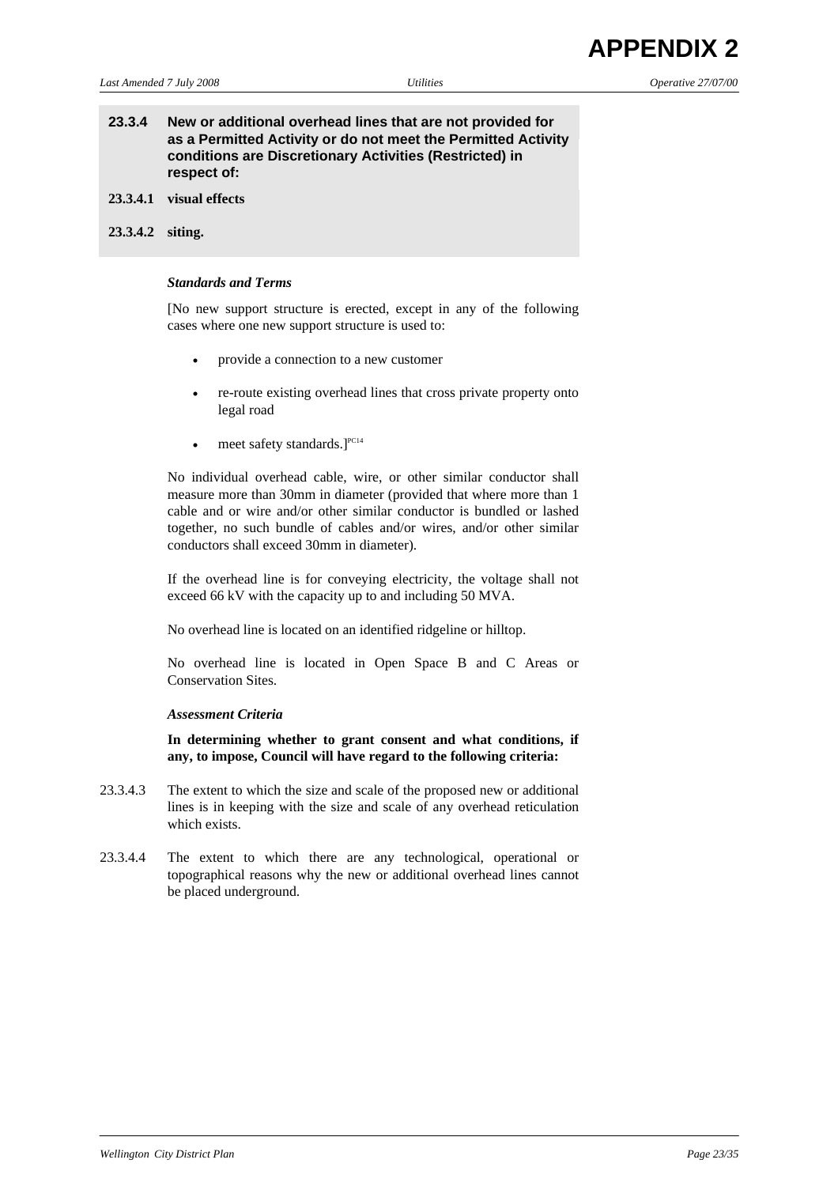**23.3.4 New or additional overhead lines that are not provided for as a Permitted Activity or do not meet the Permitted Activity conditions are Discretionary Activities (Restricted) in respect of:**

**23.3.4.1 visual effects**

**23.3.4.2 siting.**

***Standards and Terms***

[No new support structure is erected, except in any of the following cases where one new support structure is used to:

- provide a connection to a new customer
- re-route existing overhead lines that cross private property onto legal road
- meet safety standards.][PC14]

No individual overhead cable, wire, or other similar conductor shall measure more than 30mm in diameter (provided that where more than 1 cable and or wire and/or other similar conductor is bundled or lashed together, no such bundle of cables and/or wires, and/or other similar conductors shall exceed 30mm in diameter).

If the overhead line is for conveying electricity, the voltage shall not exceed 66 kV with the capacity up to and including 50 MVA.

No overhead line is located on an identified ridgeline or hilltop.

No overhead line is located in Open Space B and C Areas or Conservation Sites.

***Assessment Criteria***

**In determining whether to grant consent and what conditions, if any, to impose, Council will have regard to the following criteria:**

23.3.4.3 The extent to which the size and scale of the proposed new or additional lines is in keeping with the size and scale of any overhead reticulation which exists.

23.3.4.4 The extent to which there are any technological, operational or topographical reasons why the new or additional overhead lines cannot be placed underground.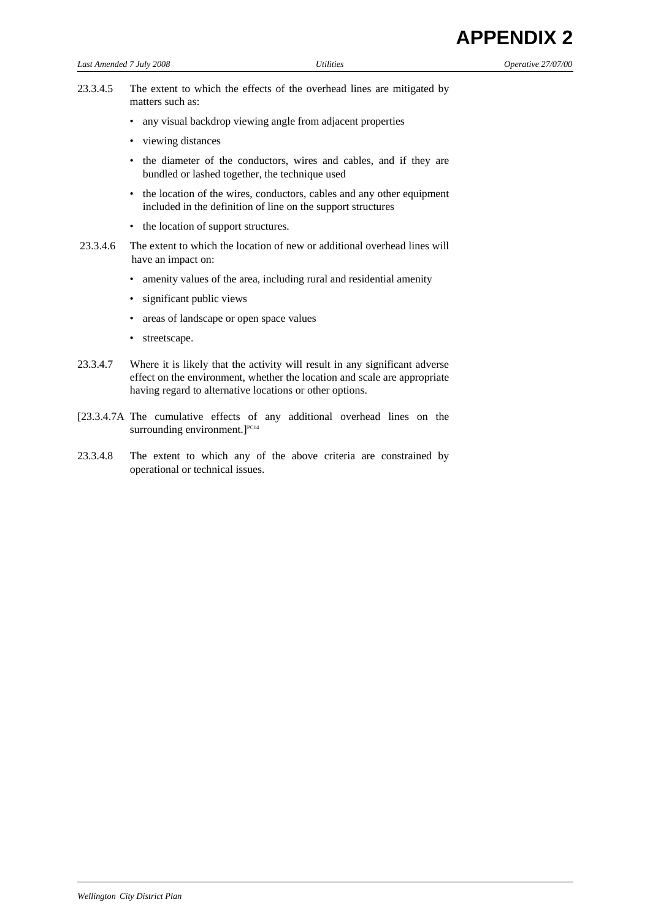23.3.4.5 The extent to which the effects of the overhead lines are mitigated by matters such as:

- any visual backdrop viewing angle from adjacent properties
- viewing distances
- the diameter of the conductors, wires and cables, and if they are bundled or lashed together, the technique used
- the location of the wires, conductors, cables and any other equipment included in the definition of line on the support structures
- the location of support structures.

23.3.4.6 The extent to which the location of new or additional overhead lines will have an impact on:

- amenity values of the area, including rural and residential amenity
- significant public views
- areas of landscape or open space values
- streetscape.

23.3.4.7 Where it is likely that the activity will result in any significant adverse effect on the environment, whether the location and scale are appropriate having regard to alternative locations or other options.

[23.3.4.7A The cumulative effects of any additional overhead lines on the surrounding environment.][PC14]

23.3.4.8 The extent to which any of the above criteria are constrained by operational or technical issues.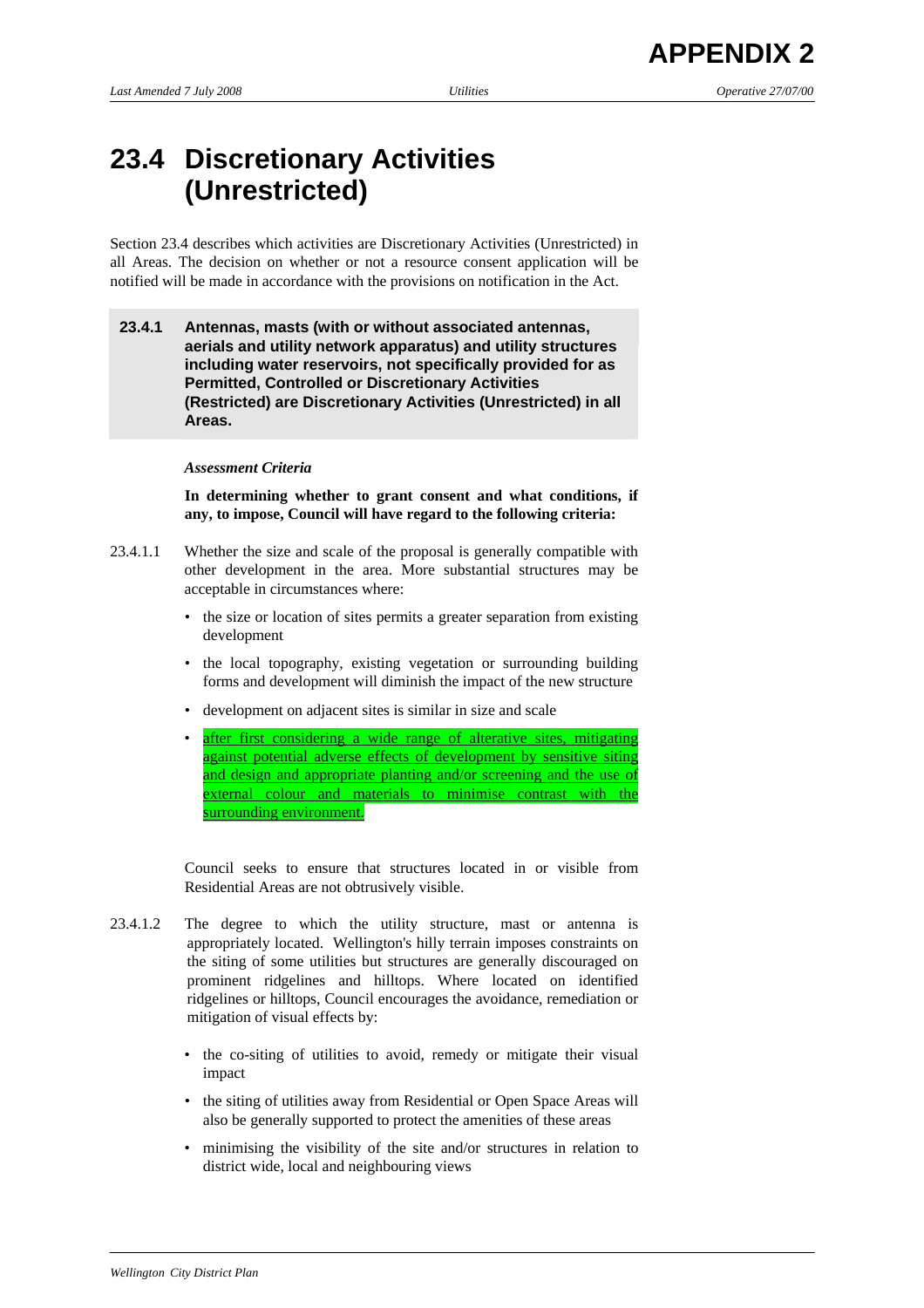# APPENDIX 2

## 23.4 Discretionary Activities (Unrestricted)

Section 23.4 describes which activities are Discretionary Activities (Unrestricted) in all Areas. The decision on whether or not a resource consent application will be notified will be made in accordance with the provisions on notification in the Act.

**23.4.1 Antennas, masts (with or without associated antennas, aerials and utility network apparatus) and utility structures including water reservoirs, not specifically provided for as Permitted, Controlled or Discretionary Activities (Restricted) are Discretionary Activities (Unrestricted) in all Areas.**

***Assessment Criteria***

**In determining whether to grant consent and what conditions, if any, to impose, Council will have regard to the following criteria:**

23.4.1.1 Whether the size and scale of the proposal is generally compatible with other development in the area. More substantial structures may be acceptable in circumstances where:

- the size or location of sites permits a greater separation from existing development
- the local topography, existing vegetation or surrounding building forms and development will diminish the impact of the new structure
- development on adjacent sites is similar in size and scale
- after first considering a wide range of alterative sites, mitigating against potential adverse effects of development by sensitive siting and design and appropriate planting and/or screening and the use of external colour and materials to minimise contrast with the surrounding environment.

Council seeks to ensure that structures located in or visible from Residential Areas are not obtrusively visible.

23.4.1.2 The degree to which the utility structure, mast or antenna is appropriately located. Wellington's hilly terrain imposes constraints on the siting of some utilities but structures are generally discouraged on prominent ridgelines and hilltops. Where located on identified ridgelines or hilltops, Council encourages the avoidance, remediation or mitigation of visual effects by:

- the co-siting of utilities to avoid, remedy or mitigate their visual impact
- the siting of utilities away from Residential or Open Space Areas will also be generally supported to protect the amenities of these areas
- minimising the visibility of the site and/or structures in relation to district wide, local and neighbouring views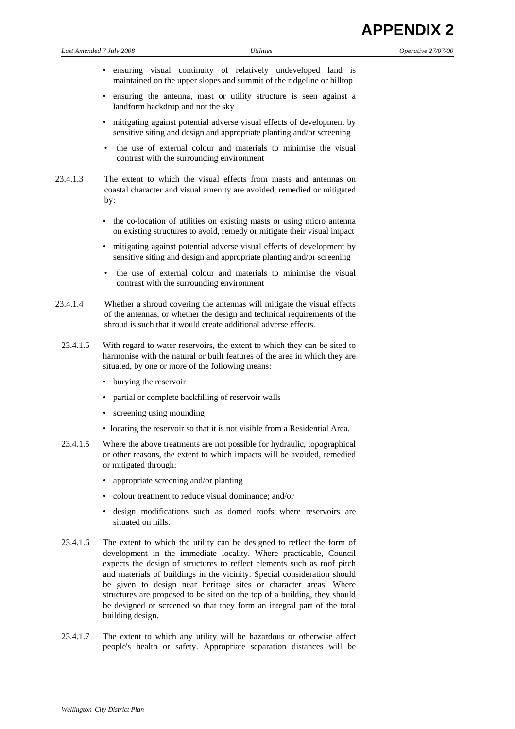- ensuring visual continuity of relatively undeveloped land is maintained on the upper slopes and summit of the ridgeline or hilltop
- ensuring the antenna, mast or utility structure is seen against a landform backdrop and not the sky
- mitigating against potential adverse visual effects of development by sensitive siting and design and appropriate planting and/or screening
- the use of external colour and materials to minimise the visual contrast with the surrounding environment

23.4.1.3 The extent to which the visual effects from masts and antennas on coastal character and visual amenity are avoided, remedied or mitigated by:

- the co-location of utilities on existing masts or using micro antenna on existing structures to avoid, remedy or mitigate their visual impact
- mitigating against potential adverse visual effects of development by sensitive siting and design and appropriate planting and/or screening
- the use of external colour and materials to minimise the visual contrast with the surrounding environment

23.4.1.4 Whether a shroud covering the antennas will mitigate the visual effects of the antennas, or whether the design and technical requirements of the shroud is such that it would create additional adverse effects.

23.4.1.5 With regard to water reservoirs, the extent to which they can be sited to harmonise with the natural or built features of the area in which they are situated, by one or more of the following means:

- burying the reservoir
- partial or complete backfilling of reservoir walls
- screening using mounding
- locating the reservoir so that it is not visible from a Residential Area.

23.4.1.5 Where the above treatments are not possible for hydraulic, topographical or other reasons, the extent to which impacts will be avoided, remedied or mitigated through:

- appropriate screening and/or planting
- colour treatment to reduce visual dominance; and/or
- design modifications such as domed roofs where reservoirs are situated on hills.

23.4.1.6 The extent to which the utility can be designed to reflect the form of development in the immediate locality. Where practicable, Council expects the design of structures to reflect elements such as roof pitch and materials of buildings in the vicinity. Special consideration should be given to design near heritage sites or character areas. Where structures are proposed to be sited on the top of a building, they should be designed or screened so that they form an integral part of the total building design.

23.4.1.7 The extent to which any utility will be hazardous or otherwise affect people's health or safety. Appropriate separation distances will be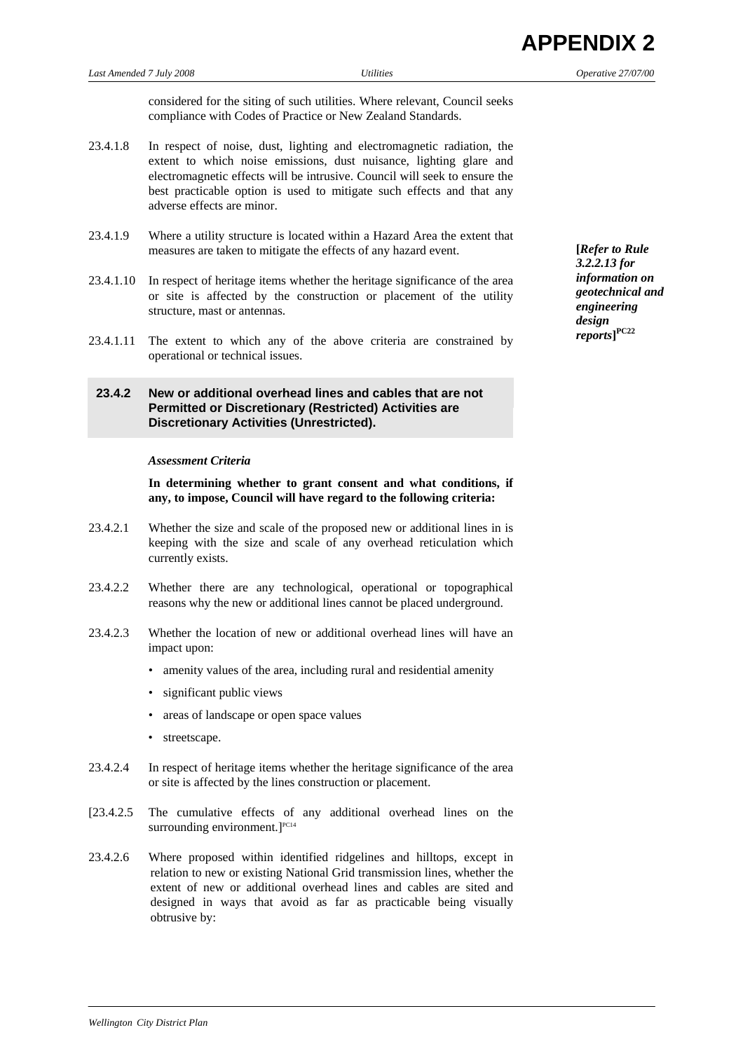considered for the siting of such utilities. Where relevant, Council seeks compliance with Codes of Practice or New Zealand Standards.

23.4.1.8 In respect of noise, dust, lighting and electromagnetic radiation, the extent to which noise emissions, dust nuisance, lighting glare and electromagnetic effects will be intrusive. Council will seek to ensure the best practicable option is used to mitigate such effects and that any adverse effects are minor.

23.4.1.9 Where a utility structure is located within a Hazard Area the extent that measures are taken to mitigate the effects of any hazard event.

**[*Refer to Rule 3.2.2.13 for information on geotechnical and engineering design reports*]PC22**

23.4.1.10 In respect of heritage items whether the heritage significance of the area or site is affected by the construction or placement of the utility structure, mast or antennas.

23.4.1.11 The extent to which any of the above criteria are constrained by operational or technical issues.

### 23.4.2 New or additional overhead lines and cables that are not Permitted or Discretionary (Restricted) Activities are Discretionary Activities (Unrestricted).

*Assessment Criteria*

**In determining whether to grant consent and what conditions, if any, to impose, Council will have regard to the following criteria:**

23.4.2.1 Whether the size and scale of the proposed new or additional lines in is keeping with the size and scale of any overhead reticulation which currently exists.

23.4.2.2 Whether there are any technological, operational or topographical reasons why the new or additional lines cannot be placed underground.

23.4.2.3 Whether the location of new or additional overhead lines will have an impact upon:

- amenity values of the area, including rural and residential amenity
- significant public views
- areas of landscape or open space values
- streetscape.

23.4.2.4 In respect of heritage items whether the heritage significance of the area or site is affected by the lines construction or placement.

[23.4.2.5 The cumulative effects of any additional overhead lines on the surrounding environment.]PC14

23.4.2.6 Where proposed within identified ridgelines and hilltops, except in relation to new or existing National Grid transmission lines, whether the extent of new or additional overhead lines and cables are sited and designed in ways that avoid as far as practicable being visually obtrusive by: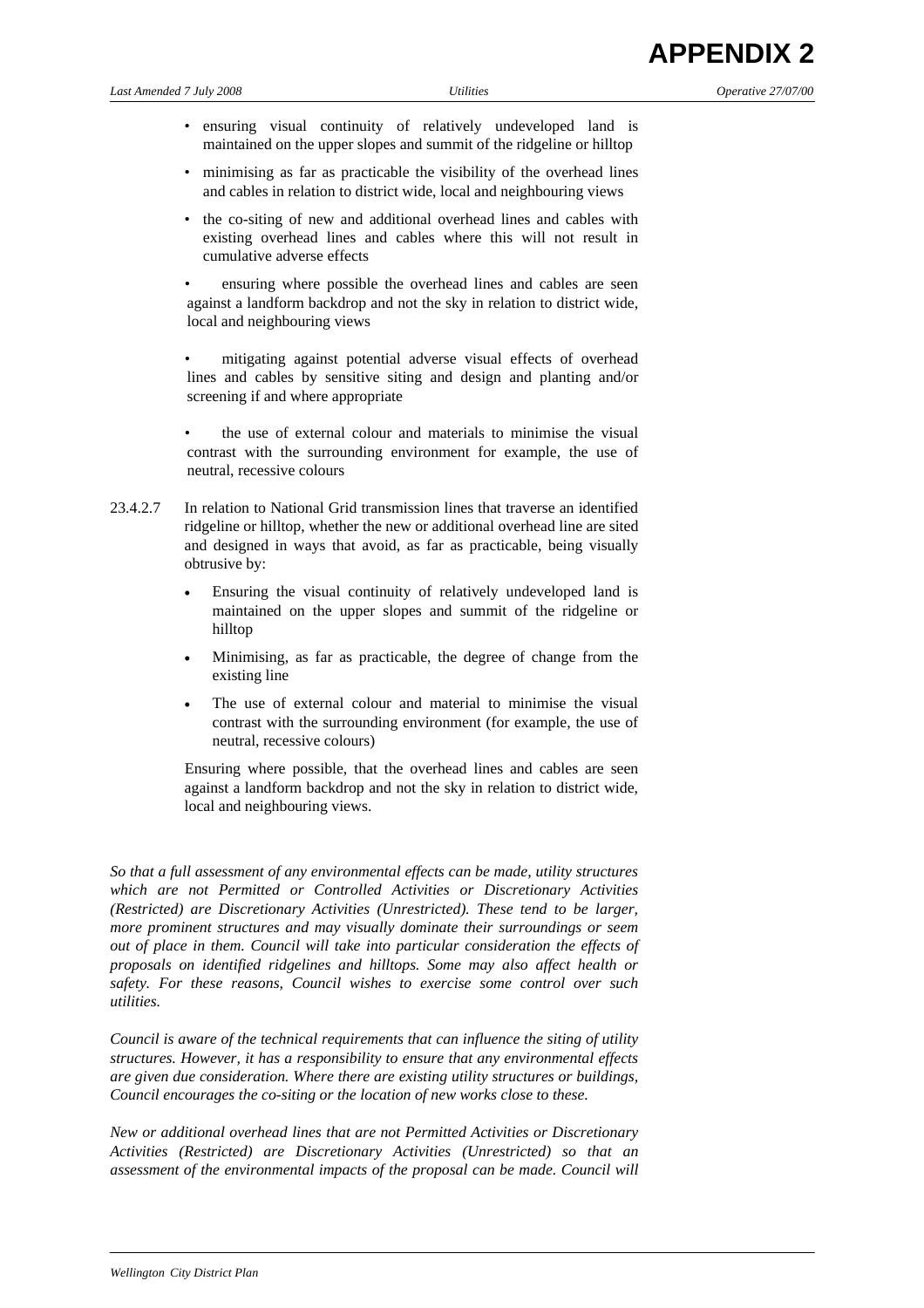- ensuring visual continuity of relatively undeveloped land is maintained on the upper slopes and summit of the ridgeline or hilltop
- minimising as far as practicable the visibility of the overhead lines and cables in relation to district wide, local and neighbouring views
- the co-siting of new and additional overhead lines and cables with existing overhead lines and cables where this will not result in cumulative adverse effects
- ensuring where possible the overhead lines and cables are seen against a landform backdrop and not the sky in relation to district wide, local and neighbouring views
- mitigating against potential adverse visual effects of overhead lines and cables by sensitive siting and design and planting and/or screening if and where appropriate
- the use of external colour and materials to minimise the visual contrast with the surrounding environment for example, the use of neutral, recessive colours

23.4.2.7 In relation to National Grid transmission lines that traverse an identified ridgeline or hilltop, whether the new or additional overhead line are sited and designed in ways that avoid, as far as practicable, being visually obtrusive by:

- Ensuring the visual continuity of relatively undeveloped land is maintained on the upper slopes and summit of the ridgeline or hilltop
- Minimising, as far as practicable, the degree of change from the existing line
- The use of external colour and material to minimise the visual contrast with the surrounding environment (for example, the use of neutral, recessive colours)

Ensuring where possible, that the overhead lines and cables are seen against a landform backdrop and not the sky in relation to district wide, local and neighbouring views.

*So that a full assessment of any environmental effects can be made, utility structures which are not Permitted or Controlled Activities or Discretionary Activities (Restricted) are Discretionary Activities (Unrestricted). These tend to be larger, more prominent structures and may visually dominate their surroundings or seem out of place in them. Council will take into particular consideration the effects of proposals on identified ridgelines and hilltops. Some may also affect health or safety. For these reasons, Council wishes to exercise some control over such utilities.*

*Council is aware of the technical requirements that can influence the siting of utility structures. However, it has a responsibility to ensure that any environmental effects are given due consideration. Where there are existing utility structures or buildings, Council encourages the co-siting or the location of new works close to these.*

*New or additional overhead lines that are not Permitted Activities or Discretionary Activities (Restricted) are Discretionary Activities (Unrestricted) so that an assessment of the environmental impacts of the proposal can be made. Council will*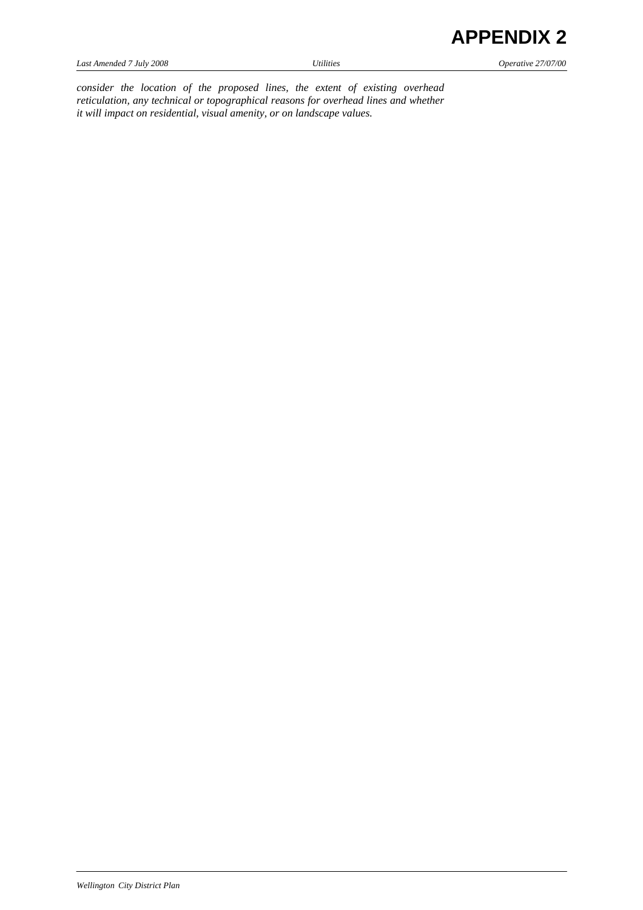*consider the location of the proposed lines, the extent of existing overhead reticulation, any technical or topographical reasons for overhead lines and whether it will impact on residential, visual amenity, or on landscape values.*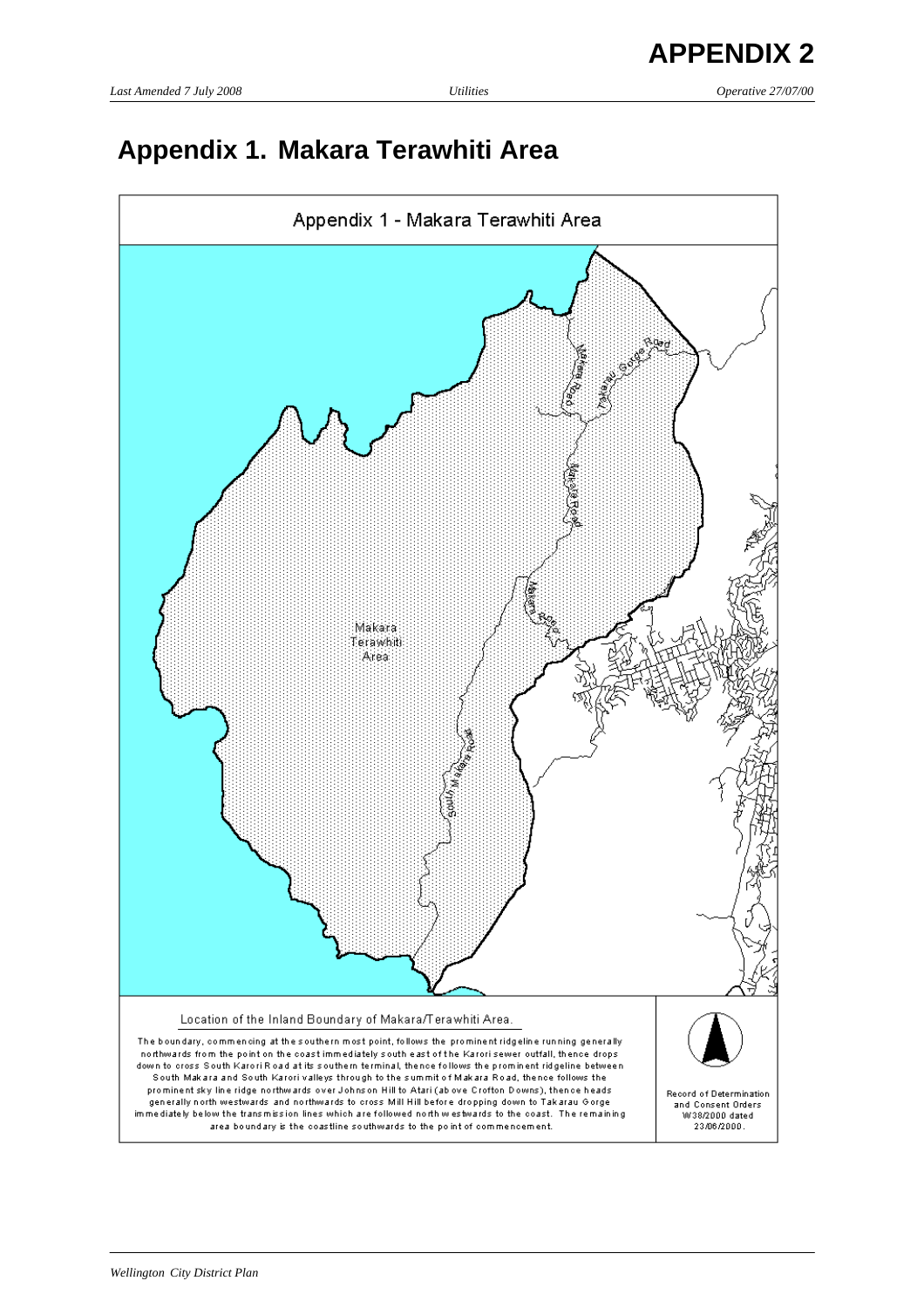# APPENDIX 2

## Appendix 1. Makara Terawhiti Area

Appendix 1 - Makara Terawhiti Area

Makara Terawhiti Area

Makara Road

Takarau Gorge Road

South Makara Road

Location of the Inland Boundary of Makara/Terawhiti Area.

The boundary, commencing at the southern most point, follows the prominent ridgeline running generally northwards from the point on the coast immediately south east of the Karori sewer outfall, thence drops down to cross South Karori Road at its southern terminal, thence follows the prominent ridgeline between South Makara and South Karori valleys through to the summit of Makara Road, thence follows the prominent sky line ridge northwards over Johnson Hill to Atari (above Crofton Downs), thence heads generally north westwards and northwards to cross Mill Hill before dropping down to Takarau Gorge immediately below the transmission lines which are followed north westwards to the coast. The remaining area boundary is the coastline southwards to the point of commencement.

Record of Determination and Consent Orders W38/2000 dated 23/06/2000.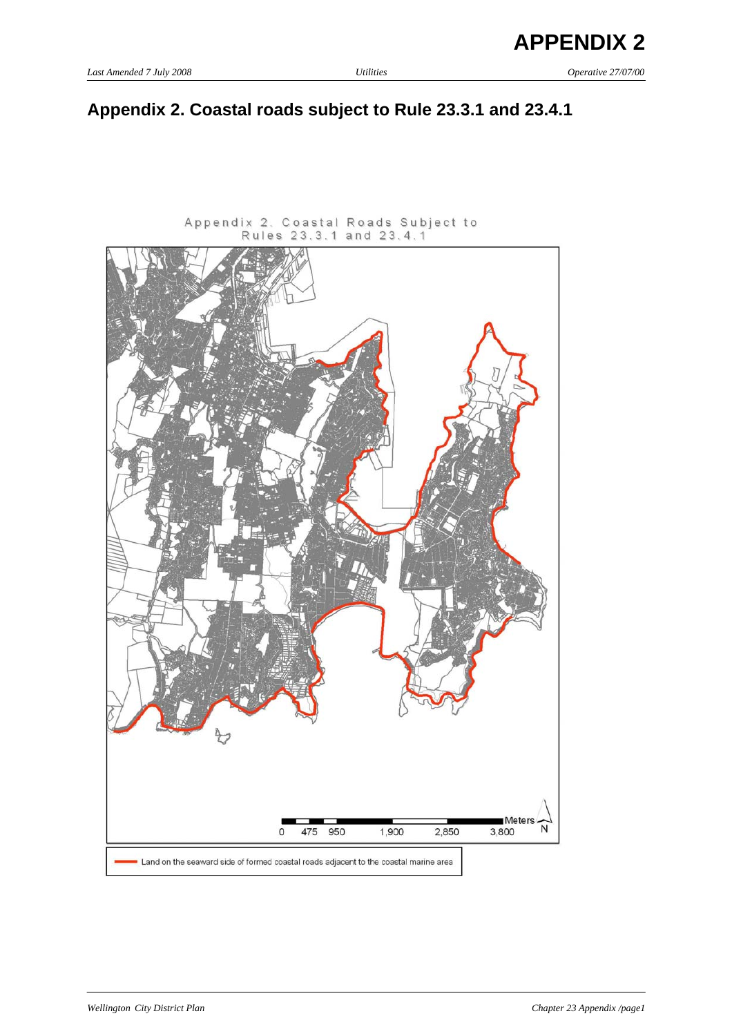# Appendix 2. Coastal roads subject to Rule 23.3.1 and 23.4.1

Appendix 2. Coastal Roads Subject to Rules 23.3.1 and 23.4.1

0 475 950 1,900 2,850 3,800 Meters

N

Land on the seaward side of formed coastal roads adjacent to the coastal marine area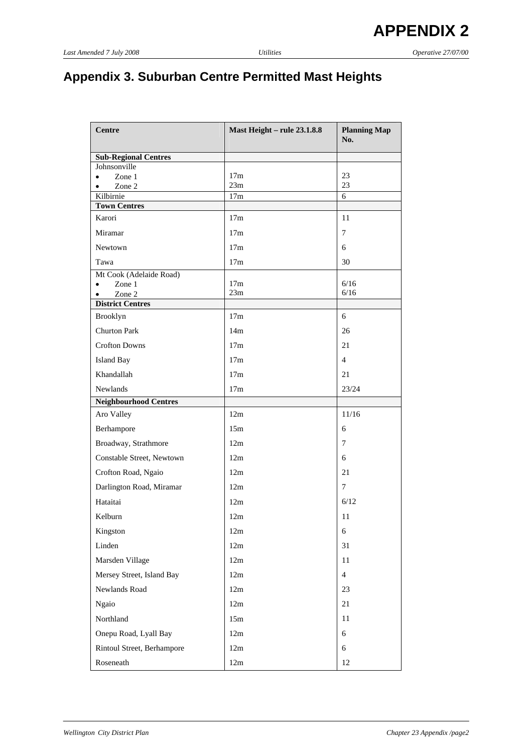# APPENDIX 2

## Appendix 3. Suburban Centre Permitted Mast Heights

| Centre | Mast Height – rule 23.1.8.8 | Planning Map No. |
|---|---|---|
| **Sub-Regional Centres** | | |
| Johnsonville | | |
| • Zone 1 | 17m | 23 |
| • Zone 2 | 23m | 23 |
| Kilbirnie | 17m | 6 |
| **Town Centres** | | |
| Karori | 17m | 11 |
| Miramar | 17m | 7 |
| Newtown | 17m | 6 |
| Tawa | 17m | 30 |
| Mt Cook (Adelaide Road) | | |
| • Zone 1 | 17m | 6/16 |
| • Zone 2 | 23m | 6/16 |
| **District Centres** | | |
| Brooklyn | 17m | 6 |
| Churton Park | 14m | 26 |
| Crofton Downs | 17m | 21 |
| Island Bay | 17m | 4 |
| Khandallah | 17m | 21 |
| Newlands | 17m | 23/24 |
| **Neighbourhood Centres** | | |
| Aro Valley | 12m | 11/16 |
| Berhampore | 15m | 6 |
| Broadway, Strathmore | 12m | 7 |
| Constable Street, Newtown | 12m | 6 |
| Crofton Road, Ngaio | 12m | 21 |
| Darlington Road, Miramar | 12m | 7 |
| Hataitai | 12m | 6/12 |
| Kelburn | 12m | 11 |
| Kingston | 12m | 6 |
| Linden | 12m | 31 |
| Marsden Village | 12m | 11 |
| Mersey Street, Island Bay | 12m | 4 |
| Newlands Road | 12m | 23 |
| Ngaio | 12m | 21 |
| Northland | 15m | 11 |
| Onepu Road, Lyall Bay | 12m | 6 |
| Rintoul Street, Berhampore | 12m | 6 |
| Roseneath | 12m | 12 |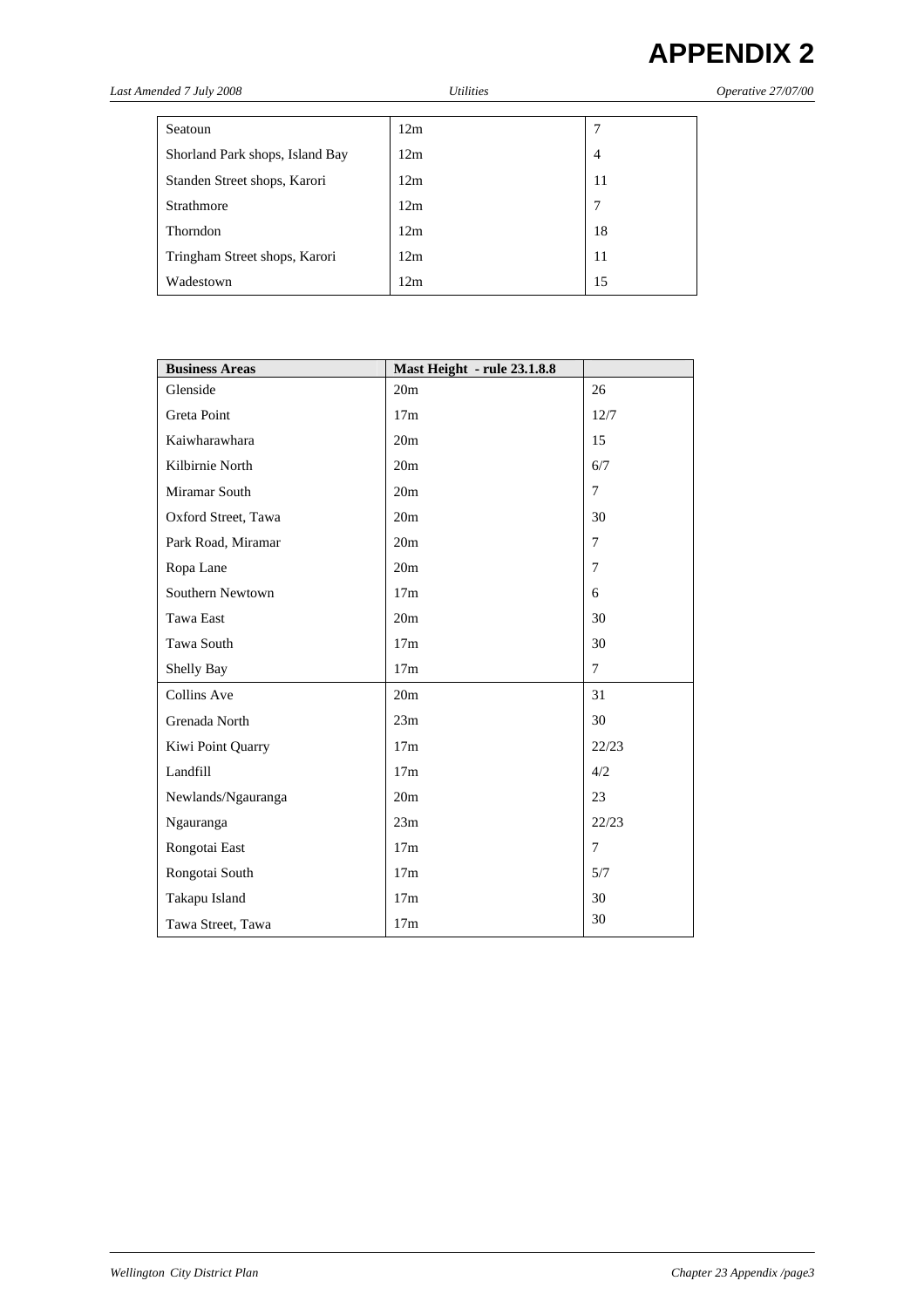# APPENDIX 2

| | | |
|---|---|---|
| Seatoun | 12m | 7 |
| Shorland Park shops, Island Bay | 12m | 4 |
| Standen Street shops, Karori | 12m | 11 |
| Strathmore | 12m | 7 |
| Thorndon | 12m | 18 |
| Tringham Street shops, Karori | 12m | 11 |
| Wadestown | 12m | 15 |

| **Business Areas** | **Mast Height - rule 23.1.8.8** | |
|---|---|---|
| Glenside | 20m | 26 |
| Greta Point | 17m | 12/7 |
| Kaiwharawhara | 20m | 15 |
| Kilbirnie North | 20m | 6/7 |
| Miramar South | 20m | 7 |
| Oxford Street, Tawa | 20m | 30 |
| Park Road, Miramar | 20m | 7 |
| Ropa Lane | 20m | 7 |
| Southern Newtown | 17m | 6 |
| Tawa East | 20m | 30 |
| Tawa South | 17m | 30 |
| Shelly Bay | 17m | 7 |
| Collins Ave | 20m | 31 |
| Grenada North | 23m | 30 |
| Kiwi Point Quarry | 17m | 22/23 |
| Landfill | 17m | 4/2 |
| Newlands/Ngauranga | 20m | 23 |
| Ngauranga | 23m | 22/23 |
| Rongotai East | 17m | 7 |
| Rongotai South | 17m | 5/7 |
| Takapu Island | 17m | 30 |
| Tawa Street, Tawa | 17m | 30 |